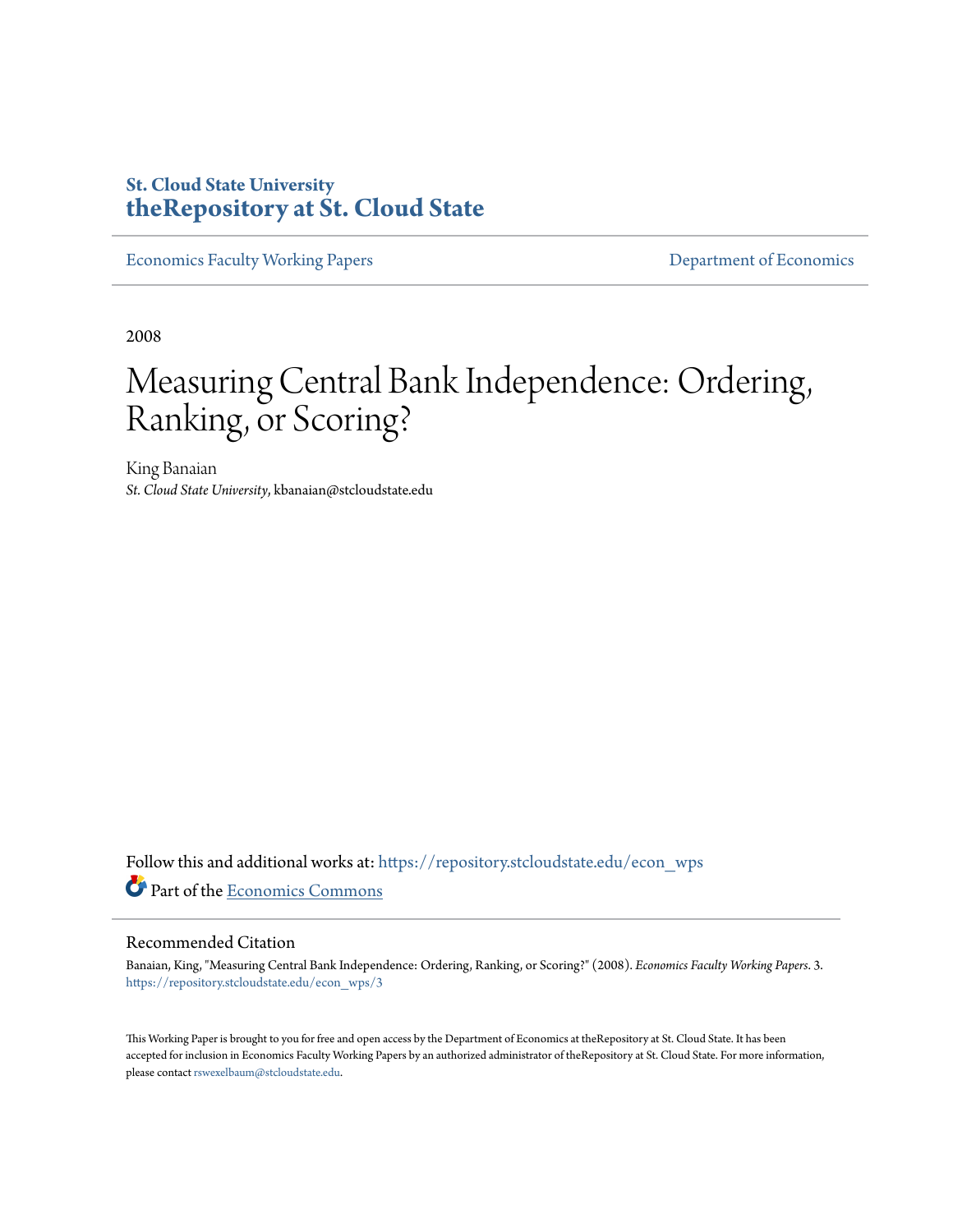St. Cloud State University
**theRepository at St. Cloud State**

Economics Faculty Working Papers

Department of Economics

2008

# Measuring Central Bank Independence: Ordering, Ranking, or Scoring?

King Banaian
*St. Cloud State University*, kbanaian@stcloudstate.edu

Follow this and additional works at: https://repository.stcloudstate.edu/econ_wps

Part of the Economics Commons

## Recommended Citation

Banaian, King, "Measuring Central Bank Independence: Ordering, Ranking, or Scoring?" (2008). *Economics Faculty Working Papers*. 3.
https://repository.stcloudstate.edu/econ_wps/3

This Working Paper is brought to you for free and open access by the Department of Economics at theRepository at St. Cloud State. It has been accepted for inclusion in Economics Faculty Working Papers by an authorized administrator of theRepository at St. Cloud State. For more information, please contact rswexelbaum@stcloudstate.edu.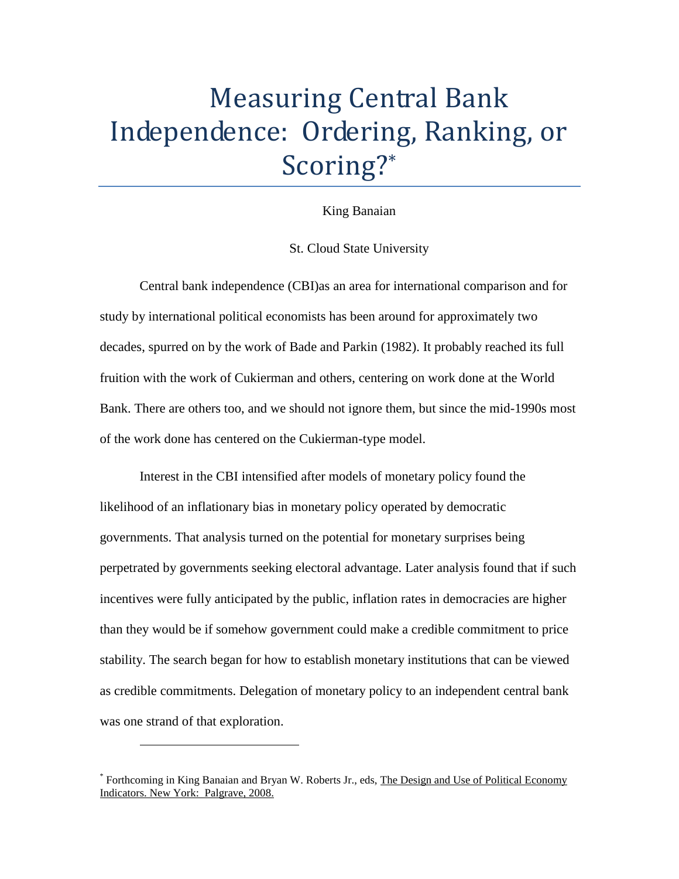# Measuring Central Bank Independence: Ordering, Ranking, or Scoring?*

King Banaian

St. Cloud State University

Central bank independence (CBI)as an area for international comparison and for study by international political economists has been around for approximately two decades, spurred on by the work of Bade and Parkin (1982). It probably reached its full fruition with the work of Cukierman and others, centering on work done at the World Bank. There are others too, and we should not ignore them, but since the mid-1990s most of the work done has centered on the Cukierman-type model.

Interest in the CBI intensified after models of monetary policy found the likelihood of an inflationary bias in monetary policy operated by democratic governments. That analysis turned on the potential for monetary surprises being perpetrated by governments seeking electoral advantage. Later analysis found that if such incentives were fully anticipated by the public, inflation rates in democracies are higher than they would be if somehow government could make a credible commitment to price stability. The search began for how to establish monetary institutions that can be viewed as credible commitments. Delegation of monetary policy to an independent central bank was one strand of that exploration.

---

* Forthcoming in King Banaian and Bryan W. Roberts Jr., eds, The Design and Use of Political Economy Indicators. New York: Palgrave, 2008.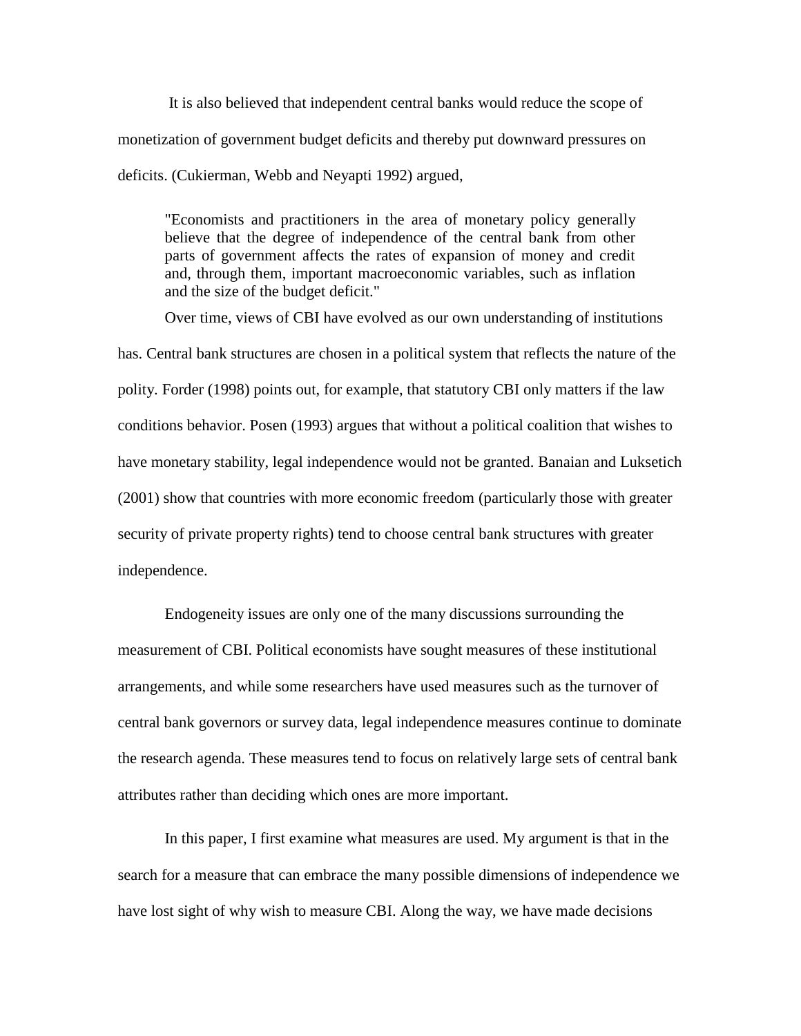It is also believed that independent central banks would reduce the scope of monetization of government budget deficits and thereby put downward pressures on deficits. (Cukierman, Webb and Neyapti 1992) argued,

> "Economists and practitioners in the area of monetary policy generally believe that the degree of independence of the central bank from other parts of government affects the rates of expansion of money and credit and, through them, important macroeconomic variables, such as inflation and the size of the budget deficit."

Over time, views of CBI have evolved as our own understanding of institutions has. Central bank structures are chosen in a political system that reflects the nature of the polity. Forder (1998) points out, for example, that statutory CBI only matters if the law conditions behavior. Posen (1993) argues that without a political coalition that wishes to have monetary stability, legal independence would not be granted. Banaian and Luksetich (2001) show that countries with more economic freedom (particularly those with greater security of private property rights) tend to choose central bank structures with greater independence.

Endogeneity issues are only one of the many discussions surrounding the measurement of CBI. Political economists have sought measures of these institutional arrangements, and while some researchers have used measures such as the turnover of central bank governors or survey data, legal independence measures continue to dominate the research agenda. These measures tend to focus on relatively large sets of central bank attributes rather than deciding which ones are more important.

In this paper, I first examine what measures are used. My argument is that in the search for a measure that can embrace the many possible dimensions of independence we have lost sight of why wish to measure CBI. Along the way, we have made decisions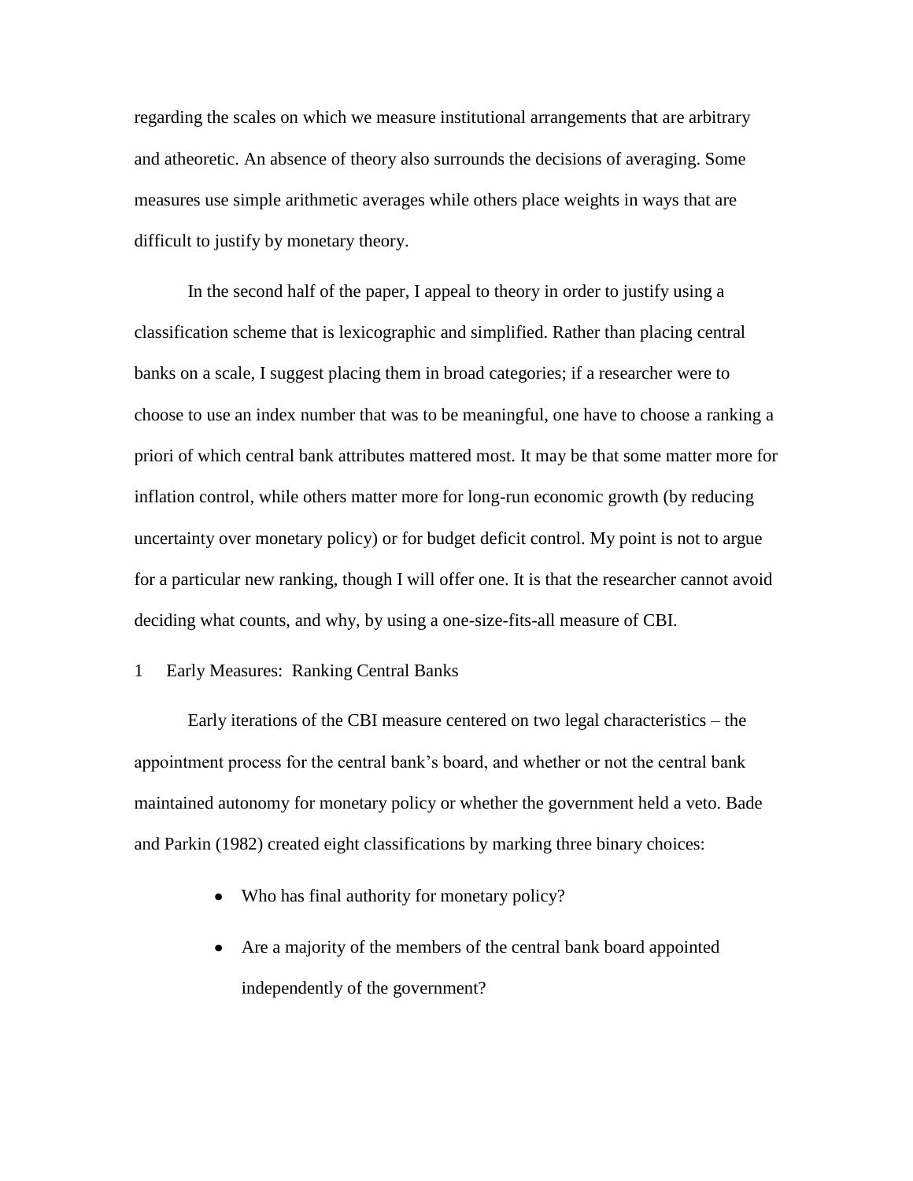regarding the scales on which we measure institutional arrangements that are arbitrary and atheoretic. An absence of theory also surrounds the decisions of averaging. Some measures use simple arithmetic averages while others place weights in ways that are difficult to justify by monetary theory.

In the second half of the paper, I appeal to theory in order to justify using a classification scheme that is lexicographic and simplified. Rather than placing central banks on a scale, I suggest placing them in broad categories; if a researcher were to choose to use an index number that was to be meaningful, one have to choose a ranking a priori of which central bank attributes mattered most. It may be that some matter more for inflation control, while others matter more for long-run economic growth (by reducing uncertainty over monetary policy) or for budget deficit control. My point is not to argue for a particular new ranking, though I will offer one. It is that the researcher cannot avoid deciding what counts, and why, by using a one-size-fits-all measure of CBI.

## 1 Early Measures: Ranking Central Banks

Early iterations of the CBI measure centered on two legal characteristics – the appointment process for the central bank's board, and whether or not the central bank maintained autonomy for monetary policy or whether the government held a veto. Bade and Parkin (1982) created eight classifications by marking three binary choices:

- Who has final authority for monetary policy?
- Are a majority of the members of the central bank board appointed independently of the government?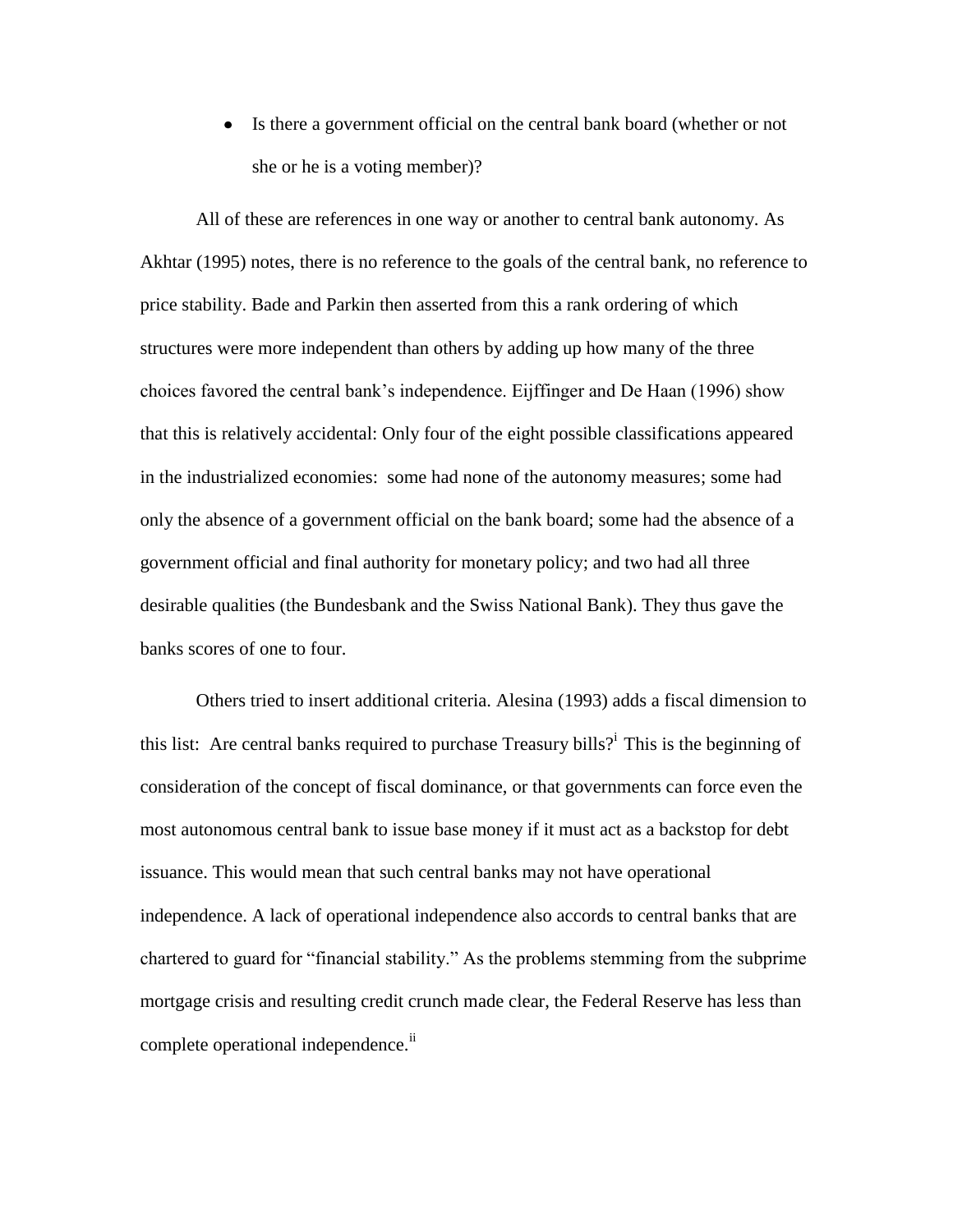- Is there a government official on the central bank board (whether or not she or he is a voting member)?

All of these are references in one way or another to central bank autonomy. As Akhtar (1995) notes, there is no reference to the goals of the central bank, no reference to price stability. Bade and Parkin then asserted from this a rank ordering of which structures were more independent than others by adding up how many of the three choices favored the central bank's independence. Eijffinger and De Haan (1996) show that this is relatively accidental: Only four of the eight possible classifications appeared in the industrialized economies: some had none of the autonomy measures; some had only the absence of a government official on the bank board; some had the absence of a government official and final authority for monetary policy; and two had all three desirable qualities (the Bundesbank and the Swiss National Bank). They thus gave the banks scores of one to four.

Others tried to insert additional criteria. Alesina (1993) adds a fiscal dimension to this list: Are central banks required to purchase Treasury bills?[i] This is the beginning of consideration of the concept of fiscal dominance, or that governments can force even the most autonomous central bank to issue base money if it must act as a backstop for debt issuance. This would mean that such central banks may not have operational independence. A lack of operational independence also accords to central banks that are chartered to guard for "financial stability." As the problems stemming from the subprime mortgage crisis and resulting credit crunch made clear, the Federal Reserve has less than complete operational independence.[ii]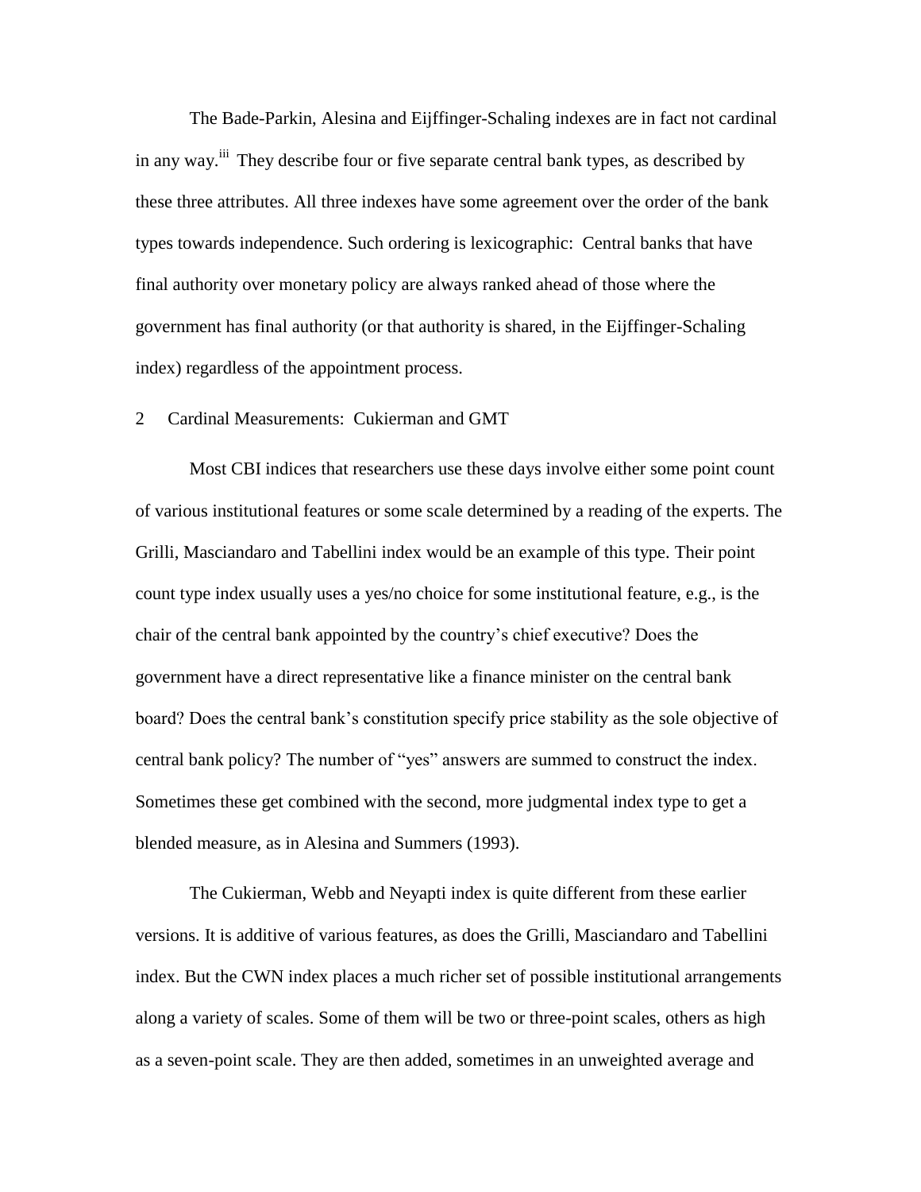The Bade-Parkin, Alesina and Eijffinger-Schaling indexes are in fact not cardinal in any way.[iii] They describe four or five separate central bank types, as described by these three attributes. All three indexes have some agreement over the order of the bank types towards independence. Such ordering is lexicographic: Central banks that have final authority over monetary policy are always ranked ahead of those where the government has final authority (or that authority is shared, in the Eijffinger-Schaling index) regardless of the appointment process.

## 2 Cardinal Measurements: Cukierman and GMT

Most CBI indices that researchers use these days involve either some point count of various institutional features or some scale determined by a reading of the experts. The Grilli, Masciandaro and Tabellini index would be an example of this type. Their point count type index usually uses a yes/no choice for some institutional feature, e.g., is the chair of the central bank appointed by the country's chief executive? Does the government have a direct representative like a finance minister on the central bank board? Does the central bank's constitution specify price stability as the sole objective of central bank policy? The number of "yes" answers are summed to construct the index. Sometimes these get combined with the second, more judgmental index type to get a blended measure, as in Alesina and Summers (1993).

The Cukierman, Webb and Neyapti index is quite different from these earlier versions. It is additive of various features, as does the Grilli, Masciandaro and Tabellini index. But the CWN index places a much richer set of possible institutional arrangements along a variety of scales. Some of them will be two or three-point scales, others as high as a seven-point scale. They are then added, sometimes in an unweighted average and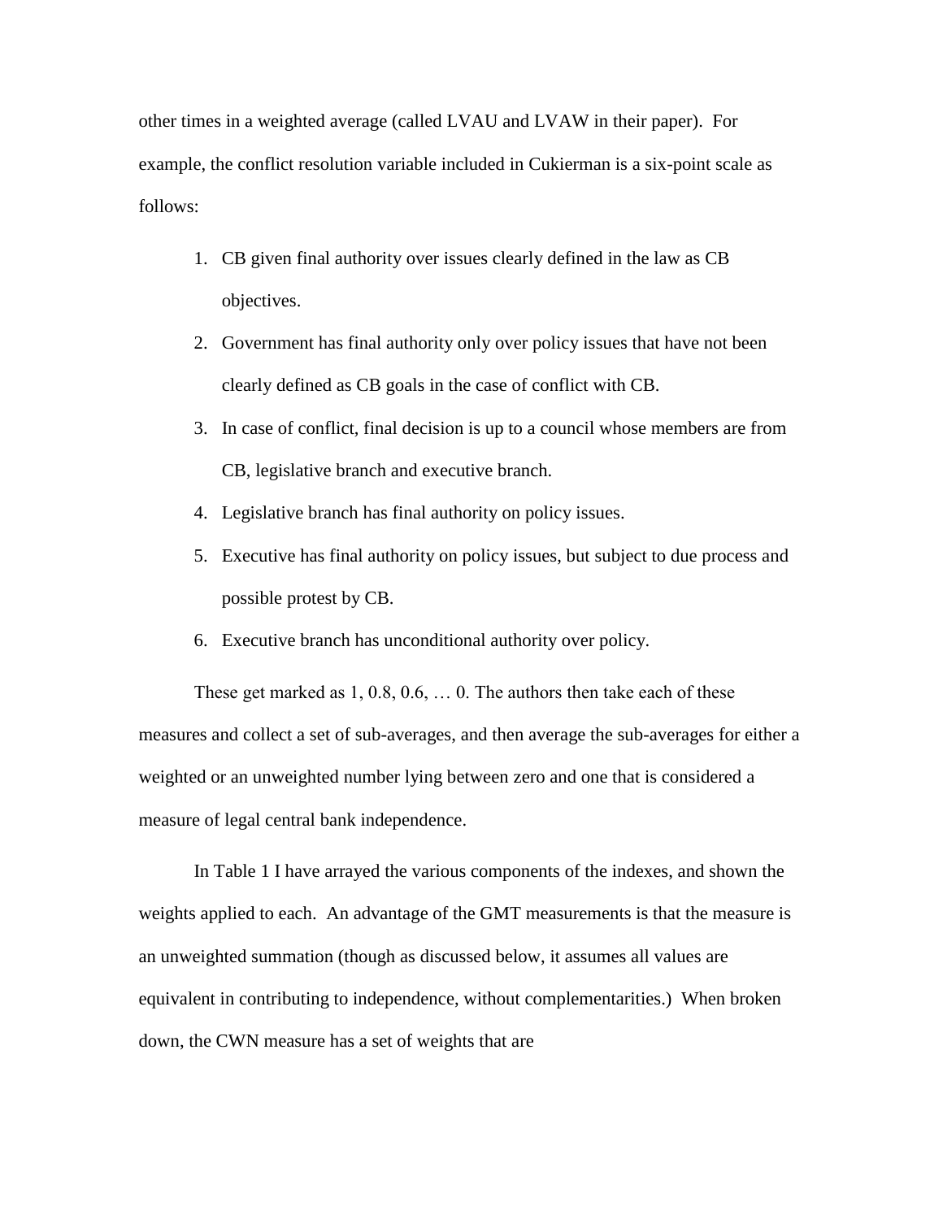other times in a weighted average (called LVAU and LVAW in their paper). For example, the conflict resolution variable included in Cukierman is a six-point scale as follows:

1. CB given final authority over issues clearly defined in the law as CB objectives.
2. Government has final authority only over policy issues that have not been clearly defined as CB goals in the case of conflict with CB.
3. In case of conflict, final decision is up to a council whose members are from CB, legislative branch and executive branch.
4. Legislative branch has final authority on policy issues.
5. Executive has final authority on policy issues, but subject to due process and possible protest by CB.
6. Executive branch has unconditional authority over policy.

These get marked as 1, 0.8, 0.6, … 0. The authors then take each of these measures and collect a set of sub-averages, and then average the sub-averages for either a weighted or an unweighted number lying between zero and one that is considered a measure of legal central bank independence.

In Table 1 I have arrayed the various components of the indexes, and shown the weights applied to each. An advantage of the GMT measurements is that the measure is an unweighted summation (though as discussed below, it assumes all values are equivalent in contributing to independence, without complementarities.) When broken down, the CWN measure has a set of weights that are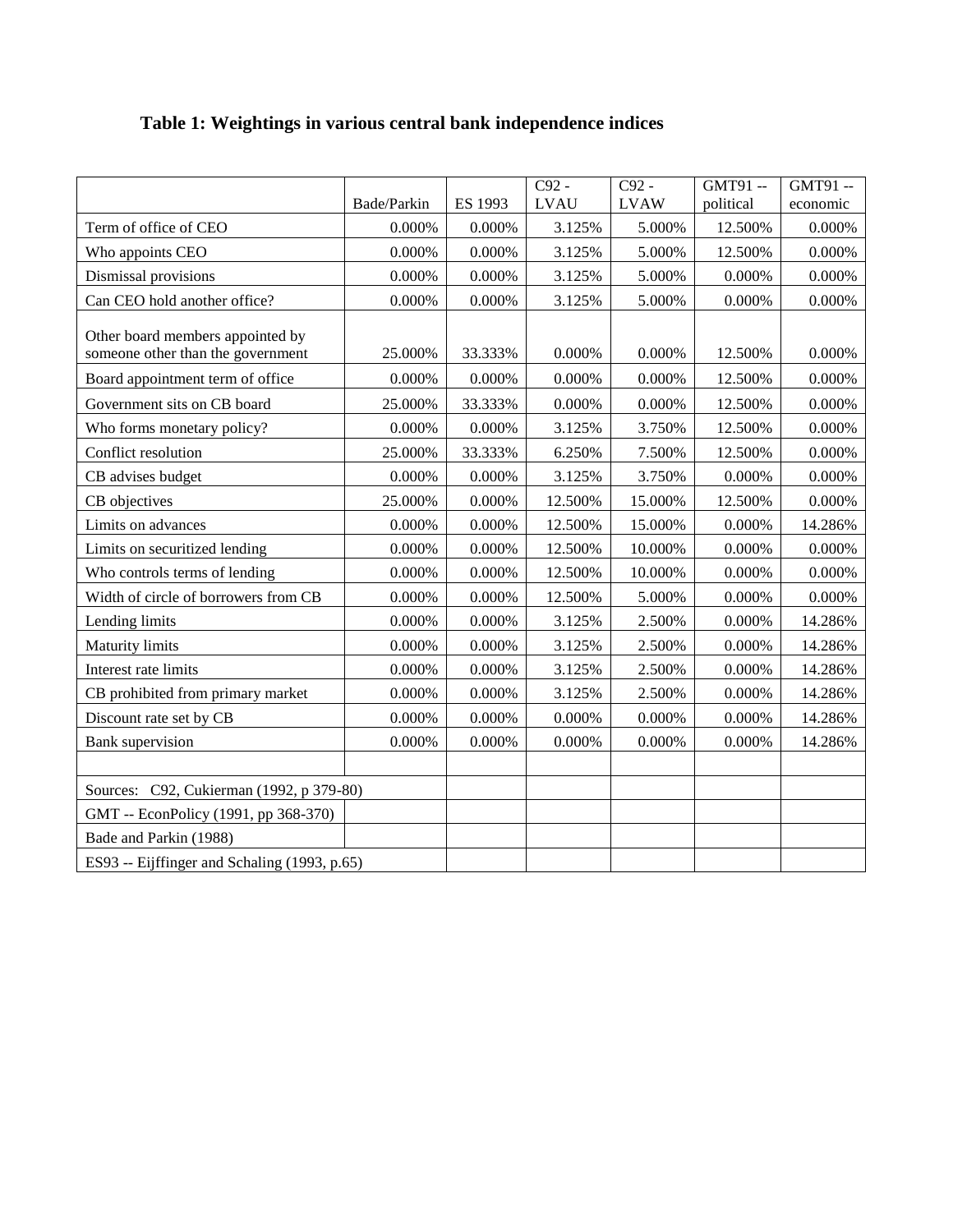## Table 1: Weightings in various central bank independence indices

| | Bade/Parkin | ES 1993 | C92 - LVAU | C92 - LVAW | GMT91 -- political | GMT91 -- economic |
|---|---|---|---|---|---|---|
| Term of office of CEO | 0.000% | 0.000% | 3.125% | 5.000% | 12.500% | 0.000% |
| Who appoints CEO | 0.000% | 0.000% | 3.125% | 5.000% | 12.500% | 0.000% |
| Dismissal provisions | 0.000% | 0.000% | 3.125% | 5.000% | 0.000% | 0.000% |
| Can CEO hold another office? | 0.000% | 0.000% | 3.125% | 5.000% | 0.000% | 0.000% |
| Other board members appointed by someone other than the government | 25.000% | 33.333% | 0.000% | 0.000% | 12.500% | 0.000% |
| Board appointment term of office | 0.000% | 0.000% | 0.000% | 0.000% | 12.500% | 0.000% |
| Government sits on CB board | 25.000% | 33.333% | 0.000% | 0.000% | 12.500% | 0.000% |
| Who forms monetary policy? | 0.000% | 0.000% | 3.125% | 3.750% | 12.500% | 0.000% |
| Conflict resolution | 25.000% | 33.333% | 6.250% | 7.500% | 12.500% | 0.000% |
| CB advises budget | 0.000% | 0.000% | 3.125% | 3.750% | 0.000% | 0.000% |
| CB objectives | 25.000% | 0.000% | 12.500% | 15.000% | 12.500% | 0.000% |
| Limits on advances | 0.000% | 0.000% | 12.500% | 15.000% | 0.000% | 14.286% |
| Limits on securitized lending | 0.000% | 0.000% | 12.500% | 10.000% | 0.000% | 0.000% |
| Who controls terms of lending | 0.000% | 0.000% | 12.500% | 10.000% | 0.000% | 0.000% |
| Width of circle of borrowers from CB | 0.000% | 0.000% | 12.500% | 5.000% | 0.000% | 0.000% |
| Lending limits | 0.000% | 0.000% | 3.125% | 2.500% | 0.000% | 14.286% |
| Maturity limits | 0.000% | 0.000% | 3.125% | 2.500% | 0.000% | 14.286% |
| Interest rate limits | 0.000% | 0.000% | 3.125% | 2.500% | 0.000% | 14.286% |
| CB prohibited from primary market | 0.000% | 0.000% | 3.125% | 2.500% | 0.000% | 14.286% |
| Discount rate set by CB | 0.000% | 0.000% | 0.000% | 0.000% | 0.000% | 14.286% |
| Bank supervision | 0.000% | 0.000% | 0.000% | 0.000% | 0.000% | 14.286% |
| | | | | | | |
| Sources: C92, Cukierman (1992, p 379-80) | | | | | | |
| GMT -- EconPolicy (1991, pp 368-370) | | | | | | |
| Bade and Parkin (1988) | | | | | | |
| ES93 -- Eijffinger and Schaling (1993, p.65) | | | | | | |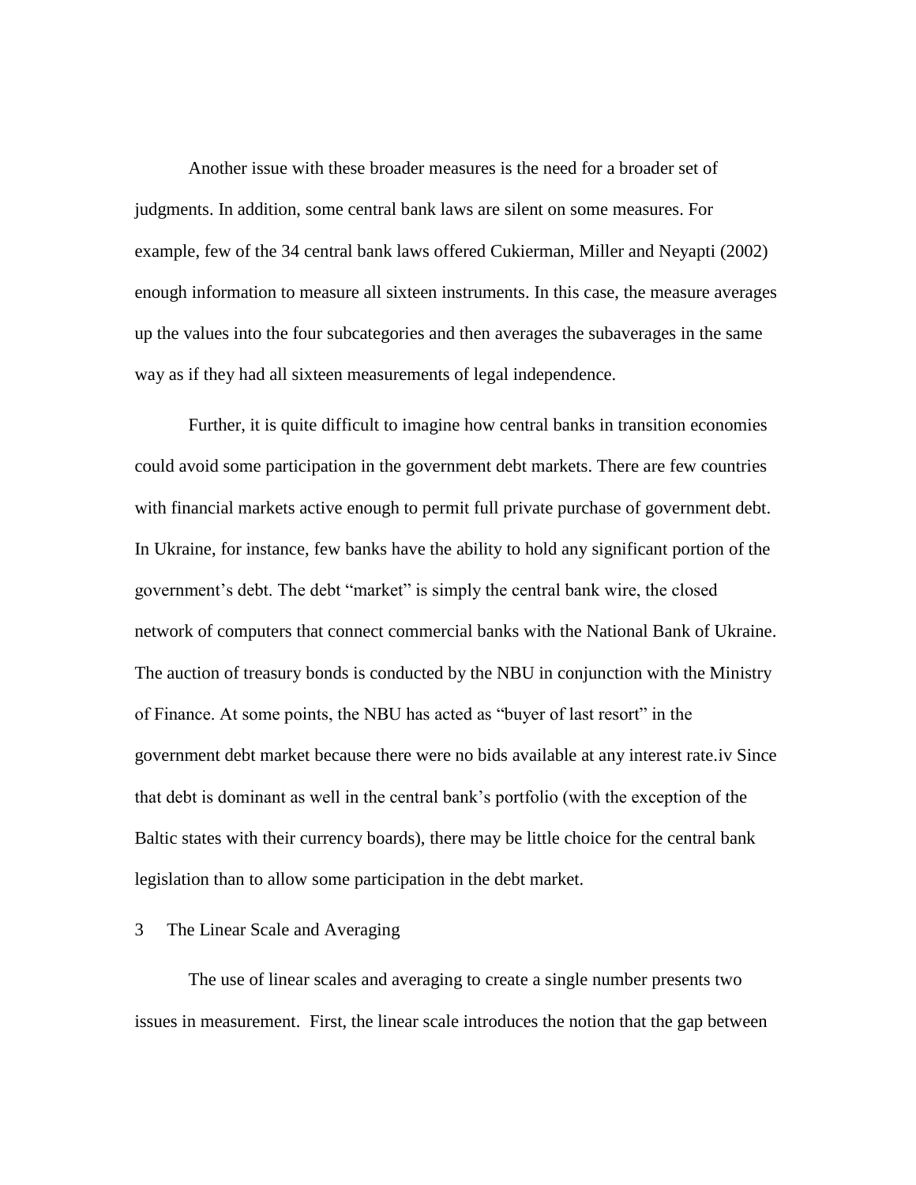Another issue with these broader measures is the need for a broader set of judgments. In addition, some central bank laws are silent on some measures. For example, few of the 34 central bank laws offered Cukierman, Miller and Neyapti (2002) enough information to measure all sixteen instruments. In this case, the measure averages up the values into the four subcategories and then averages the subaverages in the same way as if they had all sixteen measurements of legal independence.

Further, it is quite difficult to imagine how central banks in transition economies could avoid some participation in the government debt markets. There are few countries with financial markets active enough to permit full private purchase of government debt. In Ukraine, for instance, few banks have the ability to hold any significant portion of the government's debt. The debt "market" is simply the central bank wire, the closed network of computers that connect commercial banks with the National Bank of Ukraine. The auction of treasury bonds is conducted by the NBU in conjunction with the Ministry of Finance. At some points, the NBU has acted as "buyer of last resort" in the government debt market because there were no bids available at any interest rate.[iv] Since that debt is dominant as well in the central bank's portfolio (with the exception of the Baltic states with their currency boards), there may be little choice for the central bank legislation than to allow some participation in the debt market.

## 3 The Linear Scale and Averaging

The use of linear scales and averaging to create a single number presents two issues in measurement. First, the linear scale introduces the notion that the gap between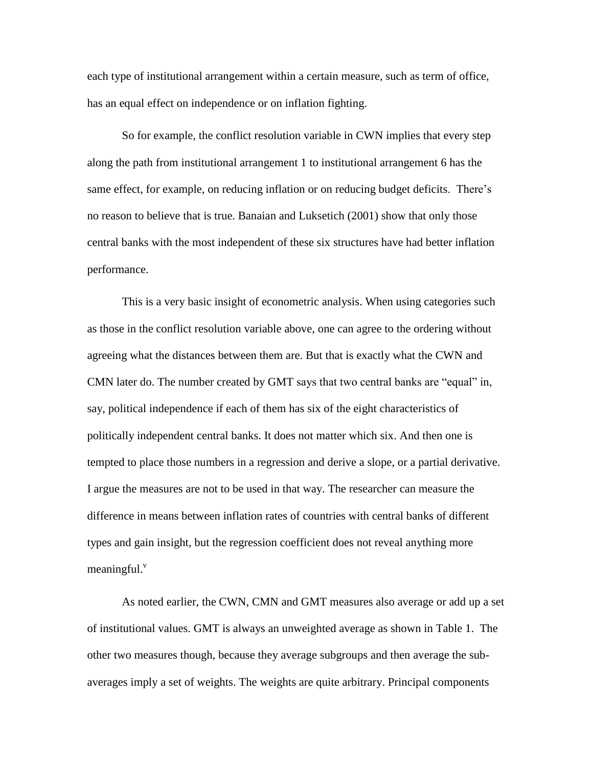each type of institutional arrangement within a certain measure, such as term of office, has an equal effect on independence or on inflation fighting.

So for example, the conflict resolution variable in CWN implies that every step along the path from institutional arrangement 1 to institutional arrangement 6 has the same effect, for example, on reducing inflation or on reducing budget deficits. There's no reason to believe that is true. Banaian and Luksetich (2001) show that only those central banks with the most independent of these six structures have had better inflation performance.

This is a very basic insight of econometric analysis. When using categories such as those in the conflict resolution variable above, one can agree to the ordering without agreeing what the distances between them are. But that is exactly what the CWN and CMN later do. The number created by GMT says that two central banks are "equal" in, say, political independence if each of them has six of the eight characteristics of politically independent central banks. It does not matter which six. And then one is tempted to place those numbers in a regression and derive a slope, or a partial derivative. I argue the measures are not to be used in that way. The researcher can measure the difference in means between inflation rates of countries with central banks of different types and gain insight, but the regression coefficient does not reveal anything more meaningful.[v]

As noted earlier, the CWN, CMN and GMT measures also average or add up a set of institutional values. GMT is always an unweighted average as shown in Table 1. The other two measures though, because they average subgroups and then average the sub-averages imply a set of weights. The weights are quite arbitrary. Principal components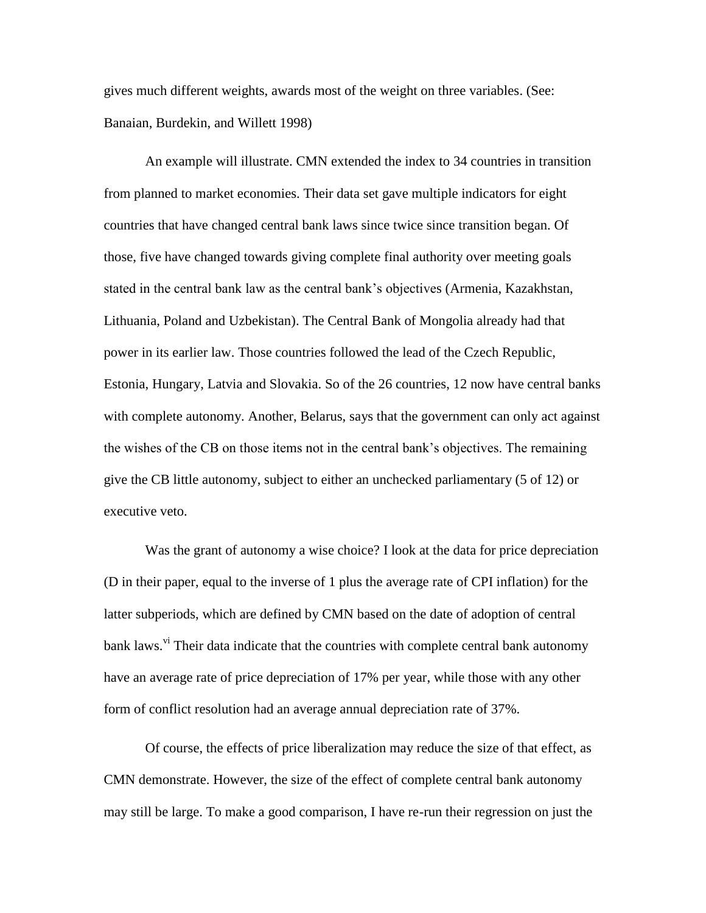gives much different weights, awards most of the weight on three variables. (See: Banaian, Burdekin, and Willett 1998)

An example will illustrate. CMN extended the index to 34 countries in transition from planned to market economies. Their data set gave multiple indicators for eight countries that have changed central bank laws since twice since transition began. Of those, five have changed towards giving complete final authority over meeting goals stated in the central bank law as the central bank's objectives (Armenia, Kazakhstan, Lithuania, Poland and Uzbekistan). The Central Bank of Mongolia already had that power in its earlier law. Those countries followed the lead of the Czech Republic, Estonia, Hungary, Latvia and Slovakia. So of the 26 countries, 12 now have central banks with complete autonomy. Another, Belarus, says that the government can only act against the wishes of the CB on those items not in the central bank's objectives. The remaining give the CB little autonomy, subject to either an unchecked parliamentary (5 of 12) or executive veto.

Was the grant of autonomy a wise choice? I look at the data for price depreciation (D in their paper, equal to the inverse of 1 plus the average rate of CPI inflation) for the latter subperiods, which are defined by CMN based on the date of adoption of central bank laws.[vi] Their data indicate that the countries with complete central bank autonomy have an average rate of price depreciation of 17% per year, while those with any other form of conflict resolution had an average annual depreciation rate of 37%.

Of course, the effects of price liberalization may reduce the size of that effect, as CMN demonstrate. However, the size of the effect of complete central bank autonomy may still be large. To make a good comparison, I have re-run their regression on just the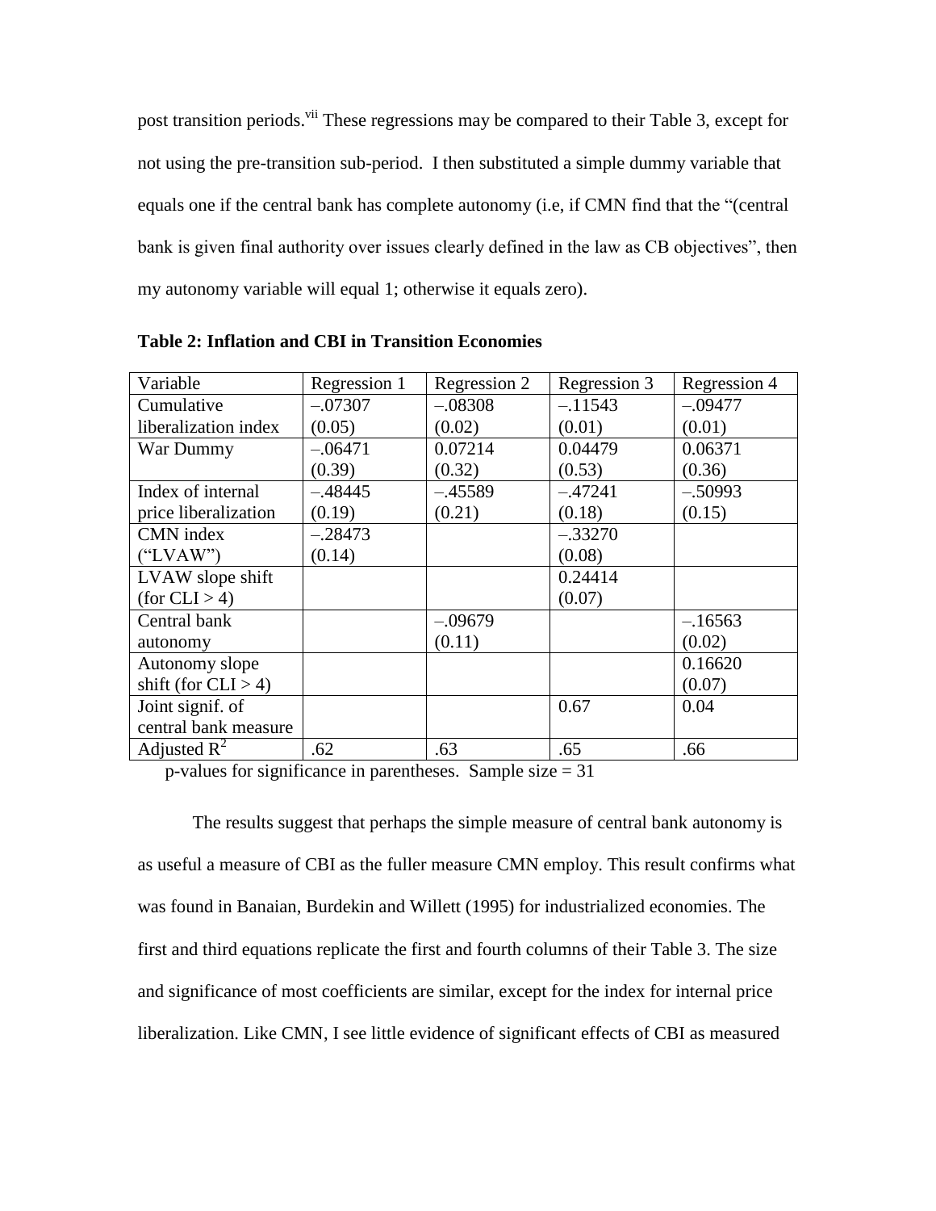post transition periods.[vii] These regressions may be compared to their Table 3, except for not using the pre-transition sub-period. I then substituted a simple dummy variable that equals one if the central bank has complete autonomy (i.e, if CMN find that the "(central bank is given final authority over issues clearly defined in the law as CB objectives", then my autonomy variable will equal 1; otherwise it equals zero).

**Table 2: Inflation and CBI in Transition Economies**

| Variable | Regression 1 | Regression 2 | Regression 3 | Regression 4 |
|---|---|---|---|---|
| Cumulative liberalization index | –.07307 (0.05) | –.08308 (0.02) | –.11543 (0.01) | –.09477 (0.01) |
| War Dummy | –.06471 (0.39) | 0.07214 (0.32) | 0.04479 (0.53) | 0.06371 (0.36) |
| Index of internal price liberalization | –.48445 (0.19) | –.45589 (0.21) | –.47241 (0.18) | –.50993 (0.15) |
| CMN index ("LVAW") | –.28473 (0.14) | | –.33270 (0.08) | |
| LVAW slope shift (for CLI > 4) | | | 0.24414 (0.07) | |
| Central bank autonomy | | –.09679 (0.11) | | –.16563 (0.02) |
| Autonomy slope shift (for CLI > 4) | | | | 0.16620 (0.07) |
| Joint signif. of central bank measure | | | 0.67 | 0.04 |
| Adjusted $R^2$ | .62 | .63 | .65 | .66 |

p-values for significance in parentheses. Sample size = 31

The results suggest that perhaps the simple measure of central bank autonomy is as useful a measure of CBI as the fuller measure CMN employ. This result confirms what was found in Banaian, Burdekin and Willett (1995) for industrialized economies. The first and third equations replicate the first and fourth columns of their Table 3. The size and significance of most coefficients are similar, except for the index for internal price liberalization. Like CMN, I see little evidence of significant effects of CBI as measured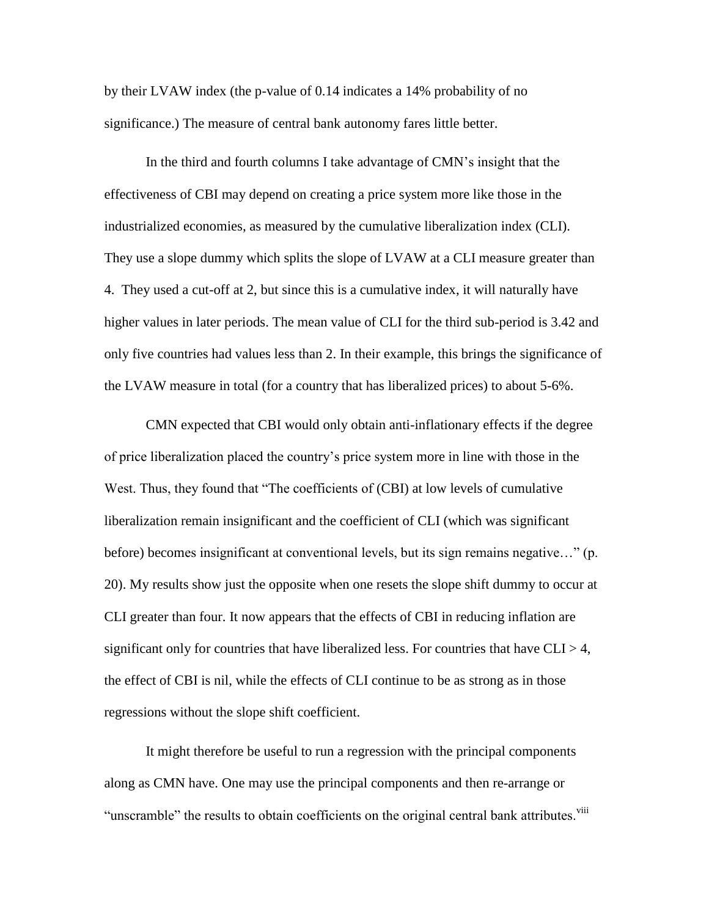by their LVAW index (the p-value of 0.14 indicates a 14% probability of no significance.) The measure of central bank autonomy fares little better.

In the third and fourth columns I take advantage of CMN's insight that the effectiveness of CBI may depend on creating a price system more like those in the industrialized economies, as measured by the cumulative liberalization index (CLI). They use a slope dummy which splits the slope of LVAW at a CLI measure greater than 4. They used a cut-off at 2, but since this is a cumulative index, it will naturally have higher values in later periods. The mean value of CLI for the third sub-period is 3.42 and only five countries had values less than 2. In their example, this brings the significance of the LVAW measure in total (for a country that has liberalized prices) to about 5-6%.

CMN expected that CBI would only obtain anti-inflationary effects if the degree of price liberalization placed the country's price system more in line with those in the West. Thus, they found that "The coefficients of (CBI) at low levels of cumulative liberalization remain insignificant and the coefficient of CLI (which was significant before) becomes insignificant at conventional levels, but its sign remains negative…" (p. 20). My results show just the opposite when one resets the slope shift dummy to occur at CLI greater than four. It now appears that the effects of CBI in reducing inflation are significant only for countries that have liberalized less. For countries that have CLI > 4, the effect of CBI is nil, while the effects of CLI continue to be as strong as in those regressions without the slope shift coefficient.

It might therefore be useful to run a regression with the principal components along as CMN have. One may use the principal components and then re-arrange or "unscramble" the results to obtain coefficients on the original central bank attributes.[viii]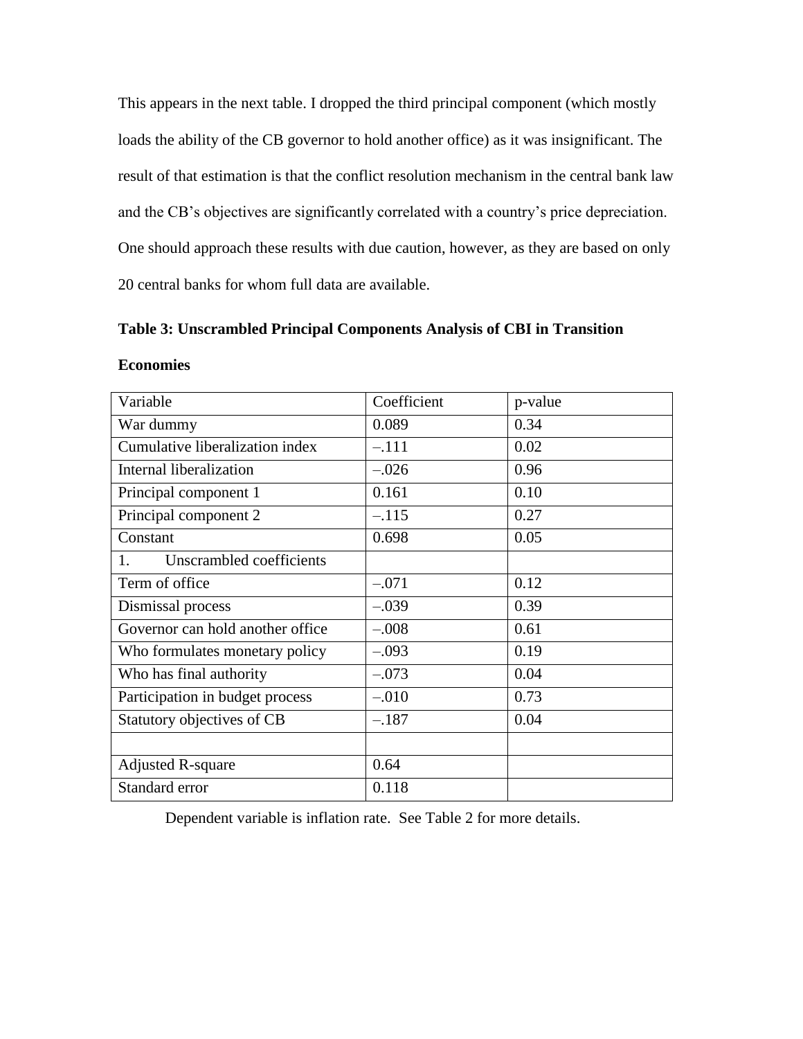This appears in the next table. I dropped the third principal component (which mostly loads the ability of the CB governor to hold another office) as it was insignificant. The result of that estimation is that the conflict resolution mechanism in the central bank law and the CB's objectives are significantly correlated with a country's price depreciation. One should approach these results with due caution, however, as they are based on only 20 central banks for whom full data are available.

**Table 3: Unscrambled Principal Components Analysis of CBI in Transition Economies**

| Variable | Coefficient | p-value |
|---|---|---|
| War dummy | 0.089 | 0.34 |
| Cumulative liberalization index | –.111 | 0.02 |
| Internal liberalization | –.026 | 0.96 |
| Principal component 1 | 0.161 | 0.10 |
| Principal component 2 | –.115 | 0.27 |
| Constant | 0.698 | 0.05 |
| 1. Unscrambled coefficients | | |
| Term of office | –.071 | 0.12 |
| Dismissal process | –.039 | 0.39 |
| Governor can hold another office | –.008 | 0.61 |
| Who formulates monetary policy | –.093 | 0.19 |
| Who has final authority | –.073 | 0.04 |
| Participation in budget process | –.010 | 0.73 |
| Statutory objectives of CB | –.187 | 0.04 |
| | | |
| Adjusted R-square | 0.64 | |
| Standard error | 0.118 | |

Dependent variable is inflation rate. See Table 2 for more details.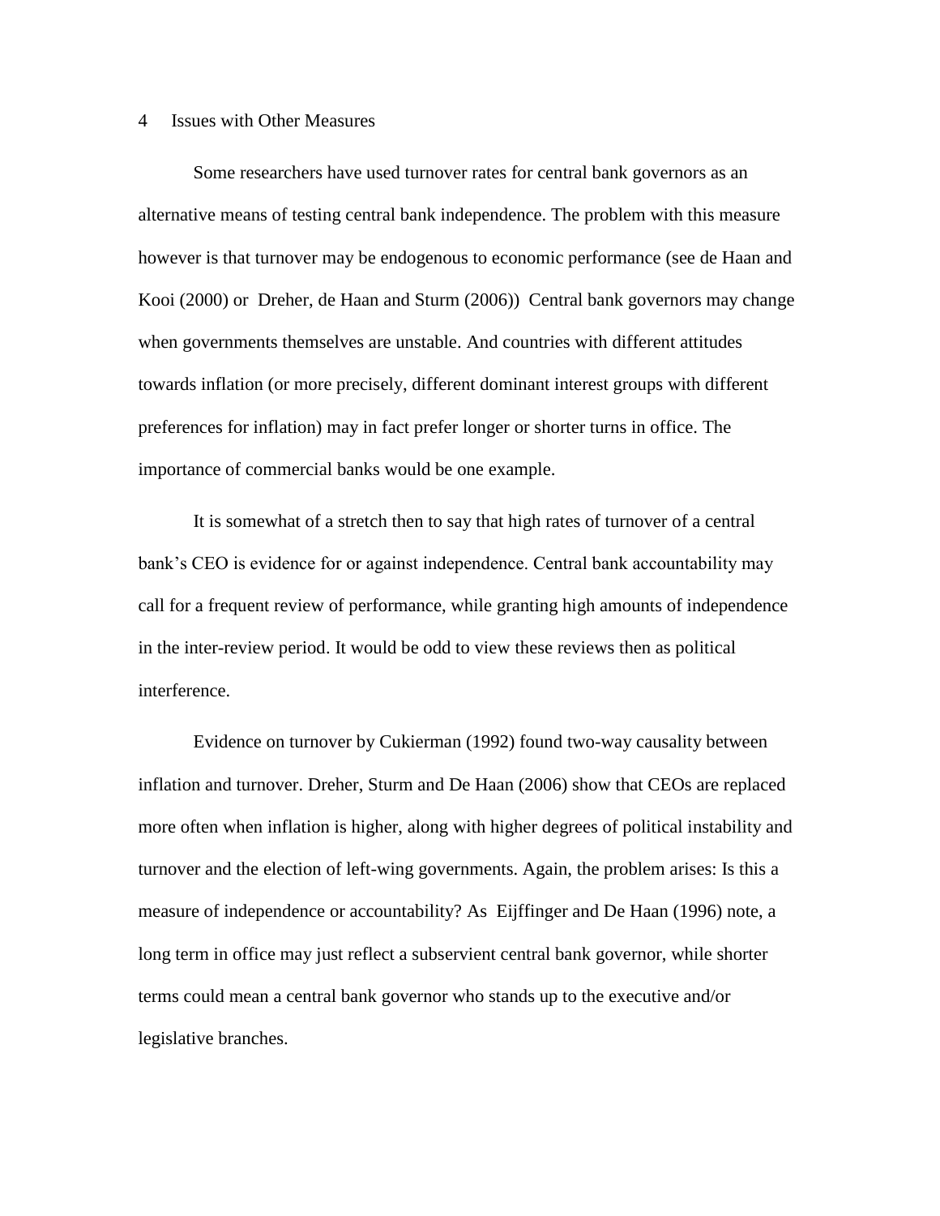## 4 Issues with Other Measures

Some researchers have used turnover rates for central bank governors as an alternative means of testing central bank independence. The problem with this measure however is that turnover may be endogenous to economic performance (see de Haan and Kooi (2000) or Dreher, de Haan and Sturm (2006)) Central bank governors may change when governments themselves are unstable. And countries with different attitudes towards inflation (or more precisely, different dominant interest groups with different preferences for inflation) may in fact prefer longer or shorter turns in office. The importance of commercial banks would be one example.

It is somewhat of a stretch then to say that high rates of turnover of a central bank's CEO is evidence for or against independence. Central bank accountability may call for a frequent review of performance, while granting high amounts of independence in the inter-review period. It would be odd to view these reviews then as political interference.

Evidence on turnover by Cukierman (1992) found two-way causality between inflation and turnover. Dreher, Sturm and De Haan (2006) show that CEOs are replaced more often when inflation is higher, along with higher degrees of political instability and turnover and the election of left-wing governments. Again, the problem arises: Is this a measure of independence or accountability? As Eijffinger and De Haan (1996) note, a long term in office may just reflect a subservient central bank governor, while shorter terms could mean a central bank governor who stands up to the executive and/or legislative branches.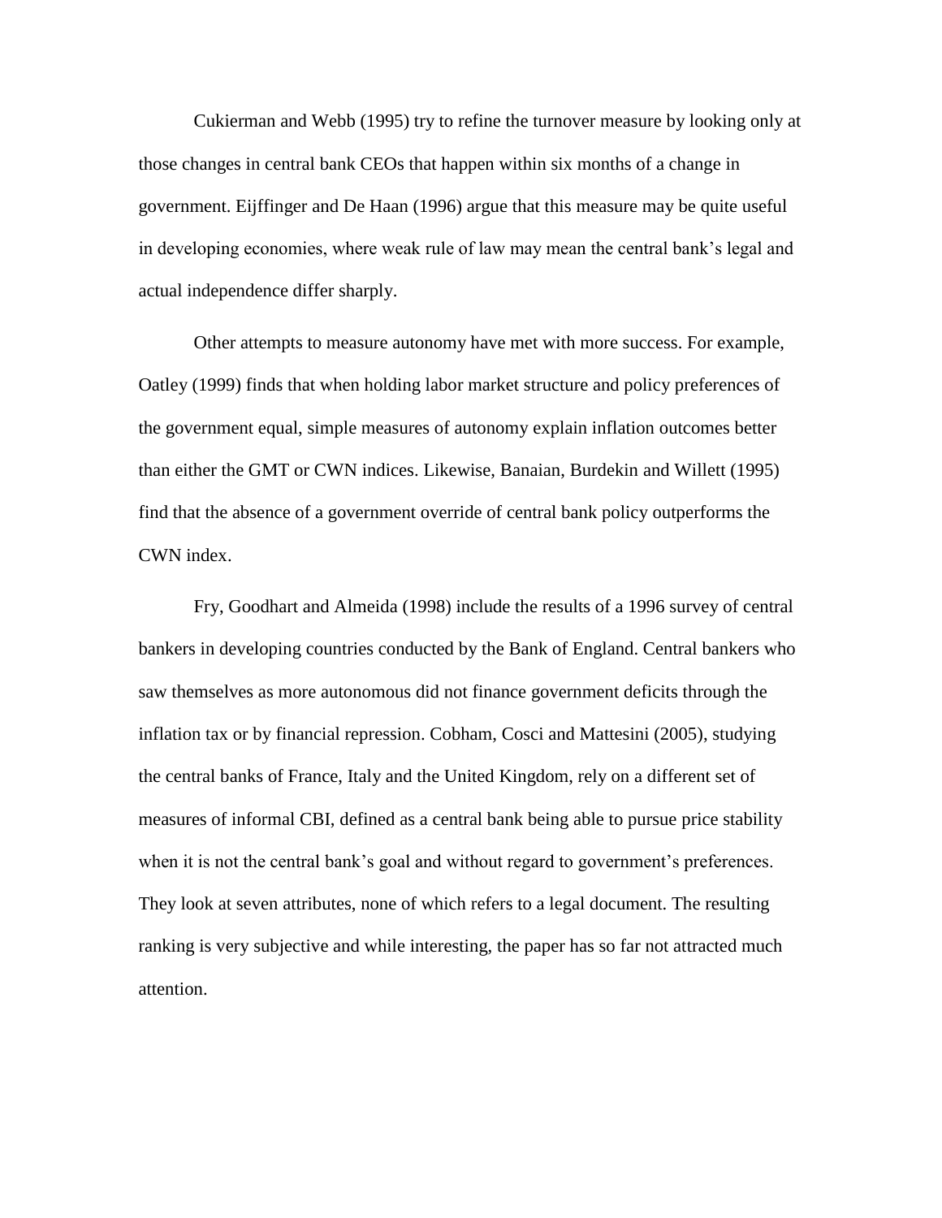Cukierman and Webb (1995) try to refine the turnover measure by looking only at those changes in central bank CEOs that happen within six months of a change in government. Eijffinger and De Haan (1996) argue that this measure may be quite useful in developing economies, where weak rule of law may mean the central bank's legal and actual independence differ sharply.

Other attempts to measure autonomy have met with more success. For example, Oatley (1999) finds that when holding labor market structure and policy preferences of the government equal, simple measures of autonomy explain inflation outcomes better than either the GMT or CWN indices. Likewise, Banaian, Burdekin and Willett (1995) find that the absence of a government override of central bank policy outperforms the CWN index.

Fry, Goodhart and Almeida (1998) include the results of a 1996 survey of central bankers in developing countries conducted by the Bank of England. Central bankers who saw themselves as more autonomous did not finance government deficits through the inflation tax or by financial repression. Cobham, Cosci and Mattesini (2005), studying the central banks of France, Italy and the United Kingdom, rely on a different set of measures of informal CBI, defined as a central bank being able to pursue price stability when it is not the central bank's goal and without regard to government's preferences. They look at seven attributes, none of which refers to a legal document. The resulting ranking is very subjective and while interesting, the paper has so far not attracted much attention.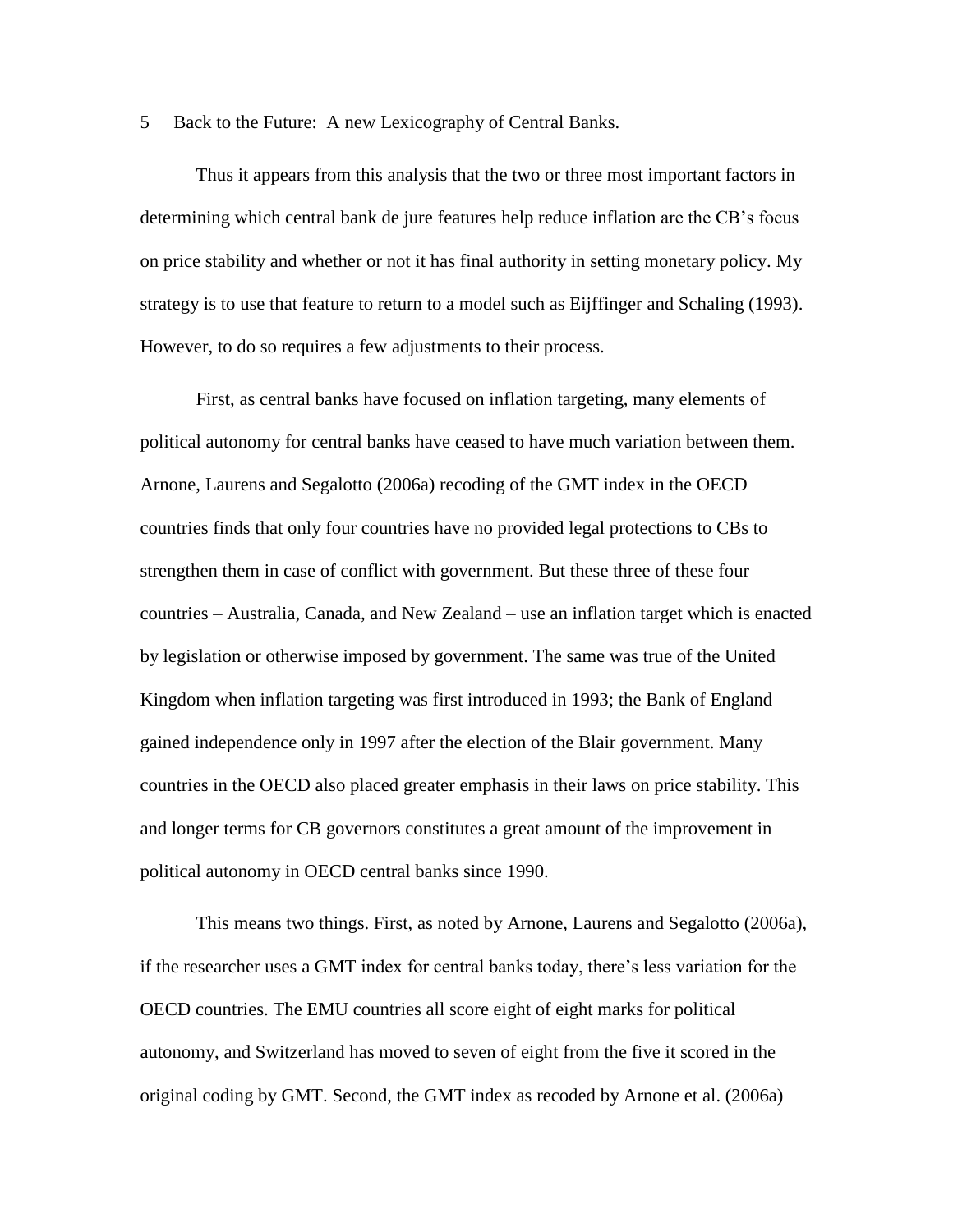## 5 Back to the Future: A new Lexicography of Central Banks.

Thus it appears from this analysis that the two or three most important factors in determining which central bank de jure features help reduce inflation are the CB's focus on price stability and whether or not it has final authority in setting monetary policy. My strategy is to use that feature to return to a model such as Eijffinger and Schaling (1993). However, to do so requires a few adjustments to their process.

First, as central banks have focused on inflation targeting, many elements of political autonomy for central banks have ceased to have much variation between them. Arnone, Laurens and Segalotto (2006a) recoding of the GMT index in the OECD countries finds that only four countries have no provided legal protections to CBs to strengthen them in case of conflict with government. But these three of these four countries – Australia, Canada, and New Zealand – use an inflation target which is enacted by legislation or otherwise imposed by government. The same was true of the United Kingdom when inflation targeting was first introduced in 1993; the Bank of England gained independence only in 1997 after the election of the Blair government. Many countries in the OECD also placed greater emphasis in their laws on price stability. This and longer terms for CB governors constitutes a great amount of the improvement in political autonomy in OECD central banks since 1990.

This means two things. First, as noted by Arnone, Laurens and Segalotto (2006a), if the researcher uses a GMT index for central banks today, there's less variation for the OECD countries. The EMU countries all score eight of eight marks for political autonomy, and Switzerland has moved to seven of eight from the five it scored in the original coding by GMT. Second, the GMT index as recoded by Arnone et al. (2006a)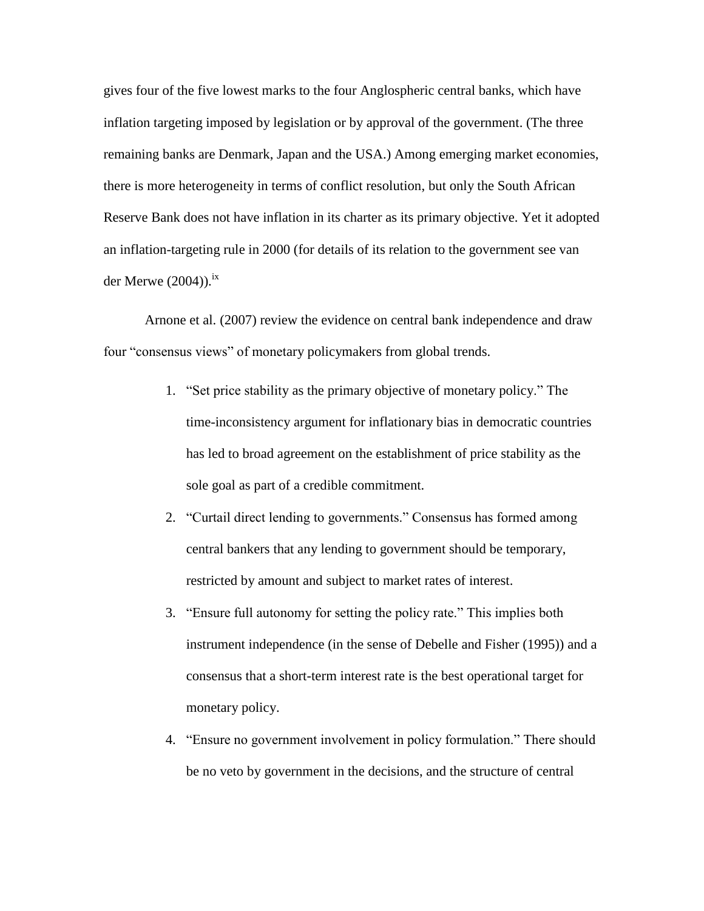gives four of the five lowest marks to the four Anglospheric central banks, which have inflation targeting imposed by legislation or by approval of the government. (The three remaining banks are Denmark, Japan and the USA.) Among emerging market economies, there is more heterogeneity in terms of conflict resolution, but only the South African Reserve Bank does not have inflation in its charter as its primary objective. Yet it adopted an inflation-targeting rule in 2000 (for details of its relation to the government see van der Merwe (2004)).[ix]

Arnone et al. (2007) review the evidence on central bank independence and draw four "consensus views" of monetary policymakers from global trends.

1. "Set price stability as the primary objective of monetary policy." The time-inconsistency argument for inflationary bias in democratic countries has led to broad agreement on the establishment of price stability as the sole goal as part of a credible commitment.
2. "Curtail direct lending to governments." Consensus has formed among central bankers that any lending to government should be temporary, restricted by amount and subject to market rates of interest.
3. "Ensure full autonomy for setting the policy rate." This implies both instrument independence (in the sense of Debelle and Fisher (1995)) and a consensus that a short-term interest rate is the best operational target for monetary policy.
4. "Ensure no government involvement in policy formulation." There should be no veto by government in the decisions, and the structure of central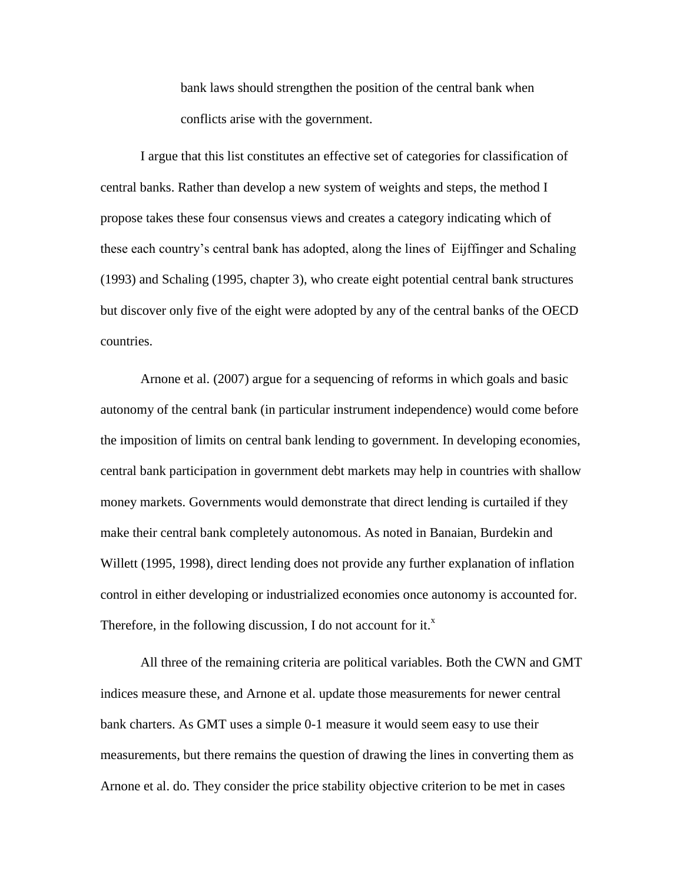bank laws should strengthen the position of the central bank when conflicts arise with the government.

I argue that this list constitutes an effective set of categories for classification of central banks. Rather than develop a new system of weights and steps, the method I propose takes these four consensus views and creates a category indicating which of these each country's central bank has adopted, along the lines of Eijffinger and Schaling (1993) and Schaling (1995, chapter 3), who create eight potential central bank structures but discover only five of the eight were adopted by any of the central banks of the OECD countries.

Arnone et al. (2007) argue for a sequencing of reforms in which goals and basic autonomy of the central bank (in particular instrument independence) would come before the imposition of limits on central bank lending to government. In developing economies, central bank participation in government debt markets may help in countries with shallow money markets. Governments would demonstrate that direct lending is curtailed if they make their central bank completely autonomous. As noted in Banaian, Burdekin and Willett (1995, 1998), direct lending does not provide any further explanation of inflation control in either developing or industrialized economies once autonomy is accounted for. Therefore, in the following discussion, I do not account for it.[x]

All three of the remaining criteria are political variables. Both the CWN and GMT indices measure these, and Arnone et al. update those measurements for newer central bank charters. As GMT uses a simple 0-1 measure it would seem easy to use their measurements, but there remains the question of drawing the lines in converting them as Arnone et al. do. They consider the price stability objective criterion to be met in cases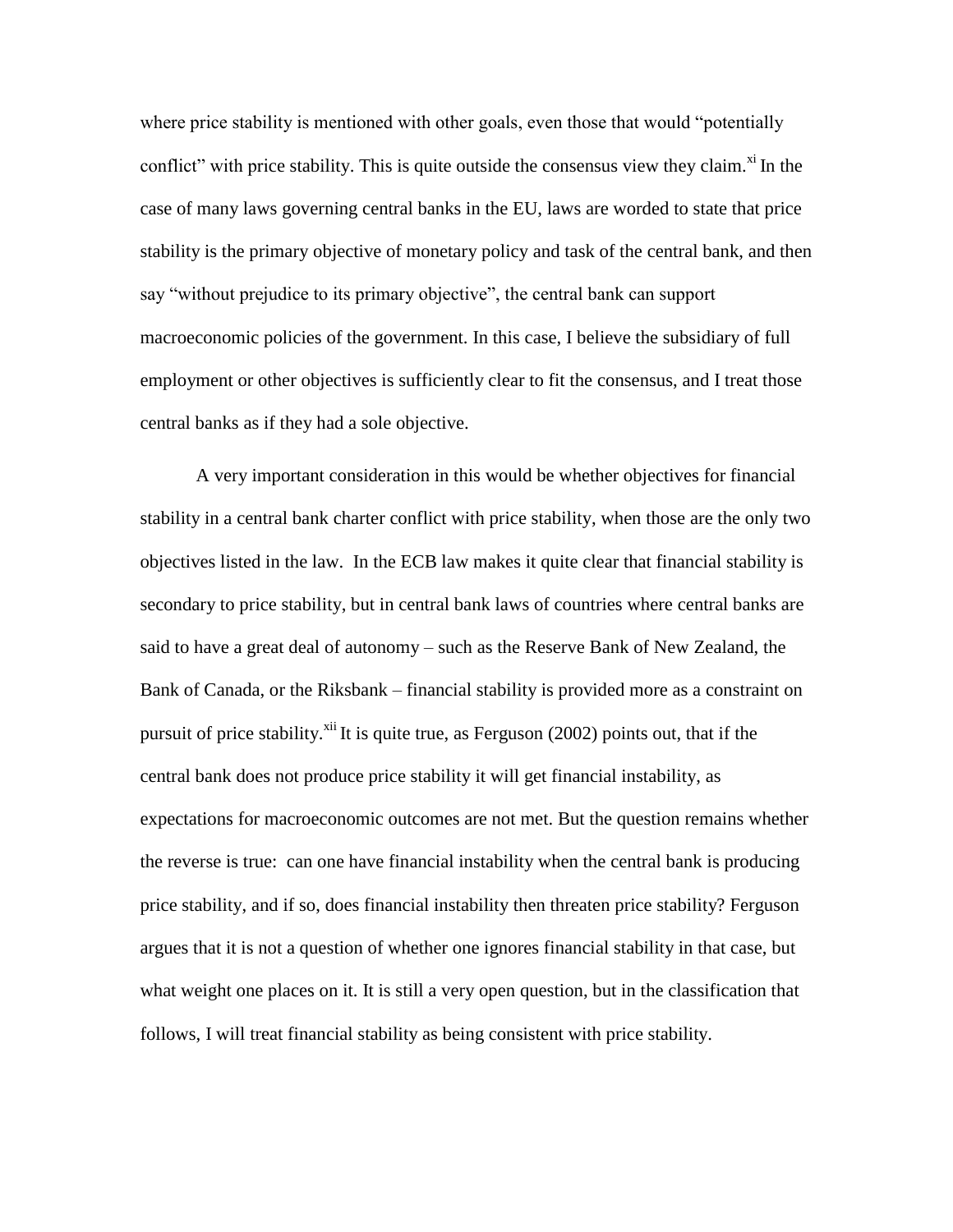where price stability is mentioned with other goals, even those that would "potentially conflict" with price stability. This is quite outside the consensus view they claim.[xi] In the case of many laws governing central banks in the EU, laws are worded to state that price stability is the primary objective of monetary policy and task of the central bank, and then say "without prejudice to its primary objective", the central bank can support macroeconomic policies of the government. In this case, I believe the subsidiary of full employment or other objectives is sufficiently clear to fit the consensus, and I treat those central banks as if they had a sole objective.

A very important consideration in this would be whether objectives for financial stability in a central bank charter conflict with price stability, when those are the only two objectives listed in the law. In the ECB law makes it quite clear that financial stability is secondary to price stability, but in central bank laws of countries where central banks are said to have a great deal of autonomy – such as the Reserve Bank of New Zealand, the Bank of Canada, or the Riksbank – financial stability is provided more as a constraint on pursuit of price stability.[xii] It is quite true, as Ferguson (2002) points out, that if the central bank does not produce price stability it will get financial instability, as expectations for macroeconomic outcomes are not met. But the question remains whether the reverse is true: can one have financial instability when the central bank is producing price stability, and if so, does financial instability then threaten price stability? Ferguson argues that it is not a question of whether one ignores financial stability in that case, but what weight one places on it. It is still a very open question, but in the classification that follows, I will treat financial stability as being consistent with price stability.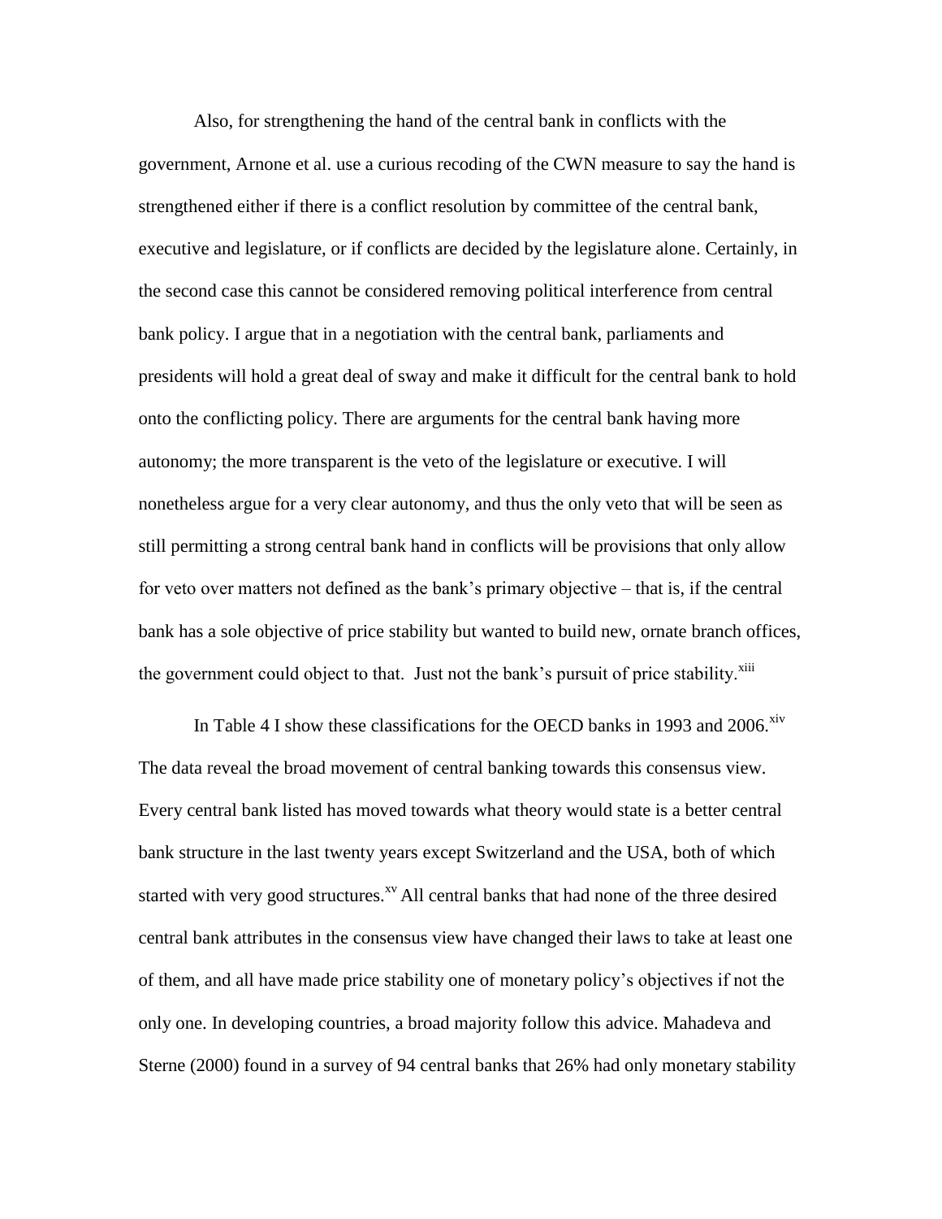Also, for strengthening the hand of the central bank in conflicts with the government, Arnone et al. use a curious recoding of the CWN measure to say the hand is strengthened either if there is a conflict resolution by committee of the central bank, executive and legislature, or if conflicts are decided by the legislature alone. Certainly, in the second case this cannot be considered removing political interference from central bank policy. I argue that in a negotiation with the central bank, parliaments and presidents will hold a great deal of sway and make it difficult for the central bank to hold onto the conflicting policy. There are arguments for the central bank having more autonomy; the more transparent is the veto of the legislature or executive. I will nonetheless argue for a very clear autonomy, and thus the only veto that will be seen as still permitting a strong central bank hand in conflicts will be provisions that only allow for veto over matters not defined as the bank's primary objective – that is, if the central bank has a sole objective of price stability but wanted to build new, ornate branch offices, the government could object to that. Just not the bank's pursuit of price stability.[xiii]

In Table 4 I show these classifications for the OECD banks in 1993 and 2006.[xiv] The data reveal the broad movement of central banking towards this consensus view. Every central bank listed has moved towards what theory would state is a better central bank structure in the last twenty years except Switzerland and the USA, both of which started with very good structures.[xv] All central banks that had none of the three desired central bank attributes in the consensus view have changed their laws to take at least one of them, and all have made price stability one of monetary policy's objectives if not the only one. In developing countries, a broad majority follow this advice. Mahadeva and Sterne (2000) found in a survey of 94 central banks that 26% had only monetary stability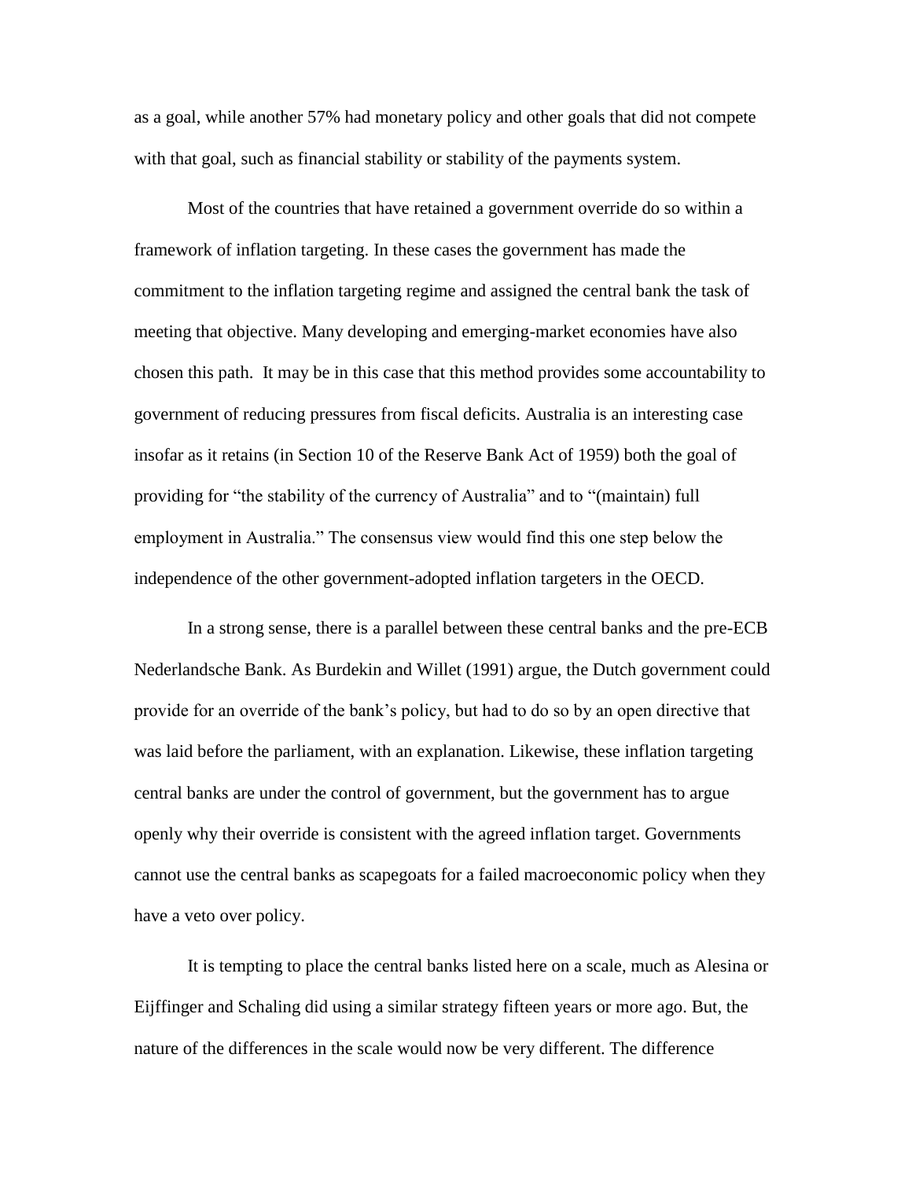as a goal, while another 57% had monetary policy and other goals that did not compete with that goal, such as financial stability or stability of the payments system.

Most of the countries that have retained a government override do so within a framework of inflation targeting. In these cases the government has made the commitment to the inflation targeting regime and assigned the central bank the task of meeting that objective. Many developing and emerging-market economies have also chosen this path. It may be in this case that this method provides some accountability to government of reducing pressures from fiscal deficits. Australia is an interesting case insofar as it retains (in Section 10 of the Reserve Bank Act of 1959) both the goal of providing for "the stability of the currency of Australia" and to "(maintain) full employment in Australia." The consensus view would find this one step below the independence of the other government-adopted inflation targeters in the OECD.

In a strong sense, there is a parallel between these central banks and the pre-ECB Nederlandsche Bank. As Burdekin and Willet (1991) argue, the Dutch government could provide for an override of the bank's policy, but had to do so by an open directive that was laid before the parliament, with an explanation. Likewise, these inflation targeting central banks are under the control of government, but the government has to argue openly why their override is consistent with the agreed inflation target. Governments cannot use the central banks as scapegoats for a failed macroeconomic policy when they have a veto over policy.

It is tempting to place the central banks listed here on a scale, much as Alesina or Eijffinger and Schaling did using a similar strategy fifteen years or more ago. But, the nature of the differences in the scale would now be very different. The difference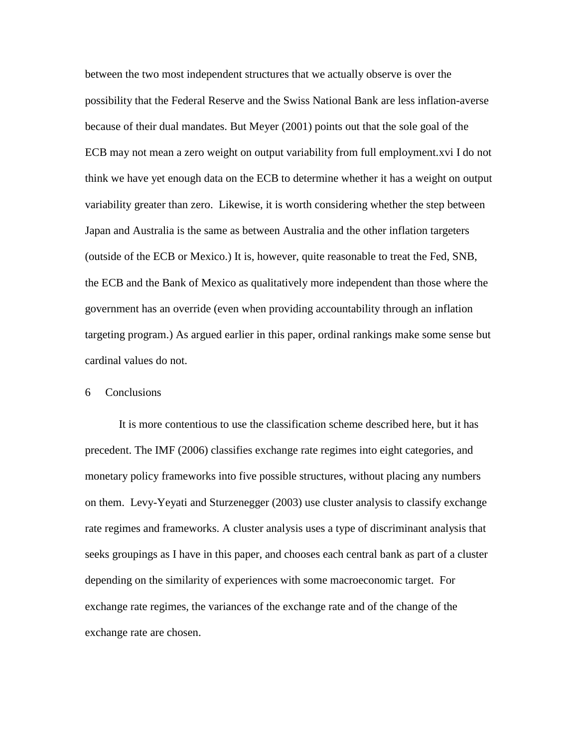between the two most independent structures that we actually observe is over the possibility that the Federal Reserve and the Swiss National Bank are less inflation-averse because of their dual mandates. But Meyer (2001) points out that the sole goal of the ECB may not mean a zero weight on output variability from full employment.xvi I do not think we have yet enough data on the ECB to determine whether it has a weight on output variability greater than zero. Likewise, it is worth considering whether the step between Japan and Australia is the same as between Australia and the other inflation targeters (outside of the ECB or Mexico.) It is, however, quite reasonable to treat the Fed, SNB, the ECB and the Bank of Mexico as qualitatively more independent than those where the government has an override (even when providing accountability through an inflation targeting program.) As argued earlier in this paper, ordinal rankings make some sense but cardinal values do not.

## 6 Conclusions

It is more contentious to use the classification scheme described here, but it has precedent. The IMF (2006) classifies exchange rate regimes into eight categories, and monetary policy frameworks into five possible structures, without placing any numbers on them. Levy-Yeyati and Sturzenegger (2003) use cluster analysis to classify exchange rate regimes and frameworks. A cluster analysis uses a type of discriminant analysis that seeks groupings as I have in this paper, and chooses each central bank as part of a cluster depending on the similarity of experiences with some macroeconomic target. For exchange rate regimes, the variances of the exchange rate and of the change of the exchange rate are chosen.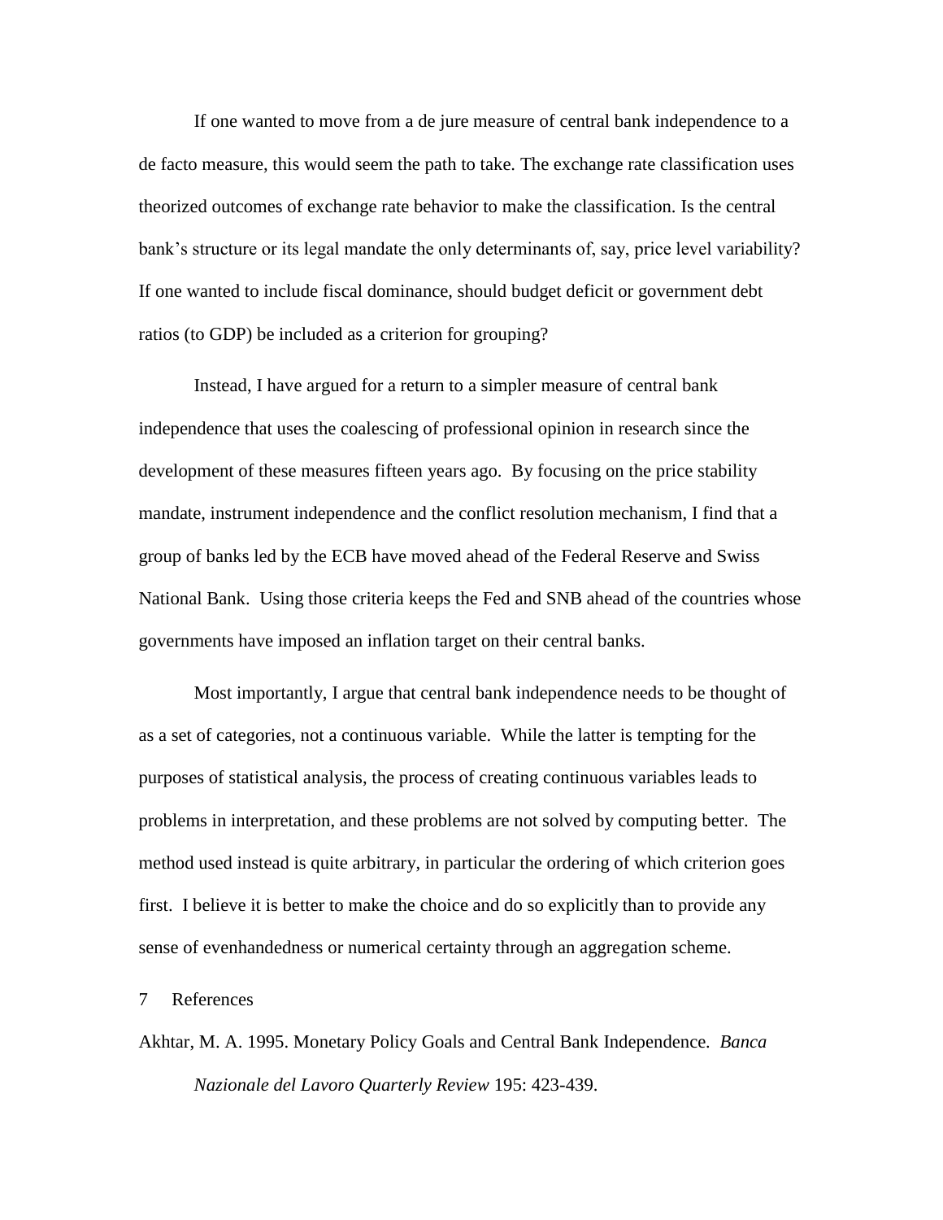If one wanted to move from a de jure measure of central bank independence to a de facto measure, this would seem the path to take. The exchange rate classification uses theorized outcomes of exchange rate behavior to make the classification. Is the central bank's structure or its legal mandate the only determinants of, say, price level variability? If one wanted to include fiscal dominance, should budget deficit or government debt ratios (to GDP) be included as a criterion for grouping?

Instead, I have argued for a return to a simpler measure of central bank independence that uses the coalescing of professional opinion in research since the development of these measures fifteen years ago. By focusing on the price stability mandate, instrument independence and the conflict resolution mechanism, I find that a group of banks led by the ECB have moved ahead of the Federal Reserve and Swiss National Bank. Using those criteria keeps the Fed and SNB ahead of the countries whose governments have imposed an inflation target on their central banks.

Most importantly, I argue that central bank independence needs to be thought of as a set of categories, not a continuous variable. While the latter is tempting for the purposes of statistical analysis, the process of creating continuous variables leads to problems in interpretation, and these problems are not solved by computing better. The method used instead is quite arbitrary, in particular the ordering of which criterion goes first. I believe it is better to make the choice and do so explicitly than to provide any sense of evenhandedness or numerical certainty through an aggregation scheme.

# 7 References

Akhtar, M. A. 1995. Monetary Policy Goals and Central Bank Independence. *Banca Nazionale del Lavoro Quarterly Review* 195: 423-439.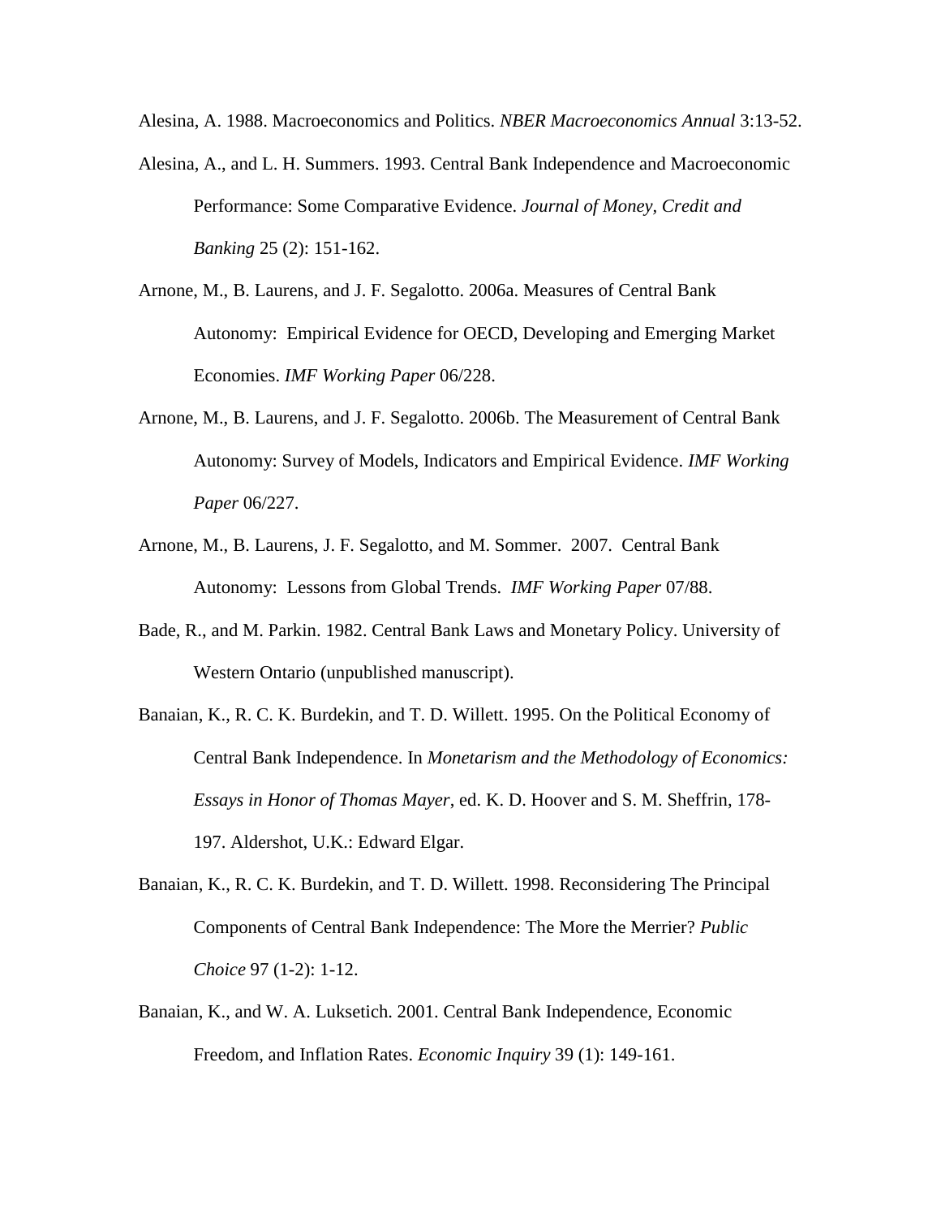Alesina, A. 1988. Macroeconomics and Politics. *NBER Macroeconomics Annual* 3:13-52.

Alesina, A., and L. H. Summers. 1993. Central Bank Independence and Macroeconomic Performance: Some Comparative Evidence. *Journal of Money, Credit and Banking* 25 (2): 151-162.

Arnone, M., B. Laurens, and J. F. Segalotto. 2006a. Measures of Central Bank Autonomy: Empirical Evidence for OECD, Developing and Emerging Market Economies. *IMF Working Paper* 06/228.

Arnone, M., B. Laurens, and J. F. Segalotto. 2006b. The Measurement of Central Bank Autonomy: Survey of Models, Indicators and Empirical Evidence. *IMF Working Paper* 06/227.

Arnone, M., B. Laurens, J. F. Segalotto, and M. Sommer. 2007. Central Bank Autonomy: Lessons from Global Trends. *IMF Working Paper* 07/88.

Bade, R., and M. Parkin. 1982. Central Bank Laws and Monetary Policy. University of Western Ontario (unpublished manuscript).

Banaian, K., R. C. K. Burdekin, and T. D. Willett. 1995. On the Political Economy of Central Bank Independence. In *Monetarism and the Methodology of Economics: Essays in Honor of Thomas Mayer*, ed. K. D. Hoover and S. M. Sheffrin, 178-197. Aldershot, U.K.: Edward Elgar.

Banaian, K., R. C. K. Burdekin, and T. D. Willett. 1998. Reconsidering The Principal Components of Central Bank Independence: The More the Merrier? *Public Choice* 97 (1-2): 1-12.

Banaian, K., and W. A. Luksetich. 2001. Central Bank Independence, Economic Freedom, and Inflation Rates. *Economic Inquiry* 39 (1): 149-161.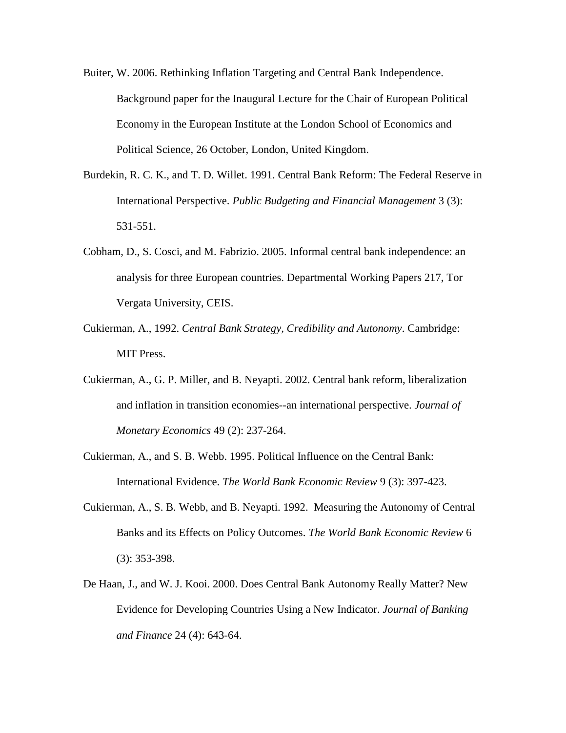Buiter, W. 2006. Rethinking Inflation Targeting and Central Bank Independence. Background paper for the Inaugural Lecture for the Chair of European Political Economy in the European Institute at the London School of Economics and Political Science, 26 October, London, United Kingdom.

Burdekin, R. C. K., and T. D. Willet. 1991. Central Bank Reform: The Federal Reserve in International Perspective. *Public Budgeting and Financial Management* 3 (3): 531-551.

Cobham, D., S. Cosci, and M. Fabrizio. 2005. Informal central bank independence: an analysis for three European countries. Departmental Working Papers 217, Tor Vergata University, CEIS.

Cukierman, A., 1992. *Central Bank Strategy, Credibility and Autonomy*. Cambridge: MIT Press.

Cukierman, A., G. P. Miller, and B. Neyapti. 2002. Central bank reform, liberalization and inflation in transition economies--an international perspective. *Journal of Monetary Economics* 49 (2): 237-264.

Cukierman, A., and S. B. Webb. 1995. Political Influence on the Central Bank: International Evidence. *The World Bank Economic Review* 9 (3): 397-423.

Cukierman, A., S. B. Webb, and B. Neyapti. 1992. Measuring the Autonomy of Central Banks and its Effects on Policy Outcomes. *The World Bank Economic Review* 6 (3): 353-398.

De Haan, J., and W. J. Kooi. 2000. Does Central Bank Autonomy Really Matter? New Evidence for Developing Countries Using a New Indicator. *Journal of Banking and Finance* 24 (4): 643-64.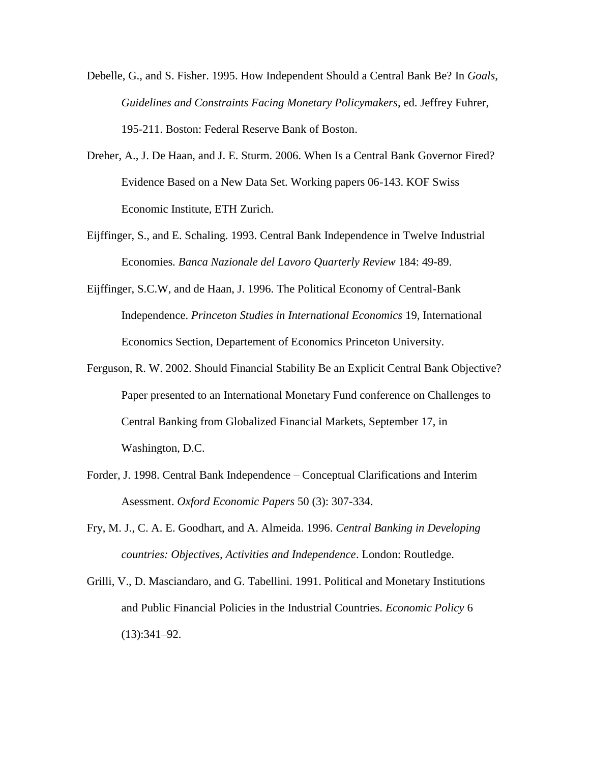Debelle, G., and S. Fisher. 1995. How Independent Should a Central Bank Be? In *Goals, Guidelines and Constraints Facing Monetary Policymakers*, ed. Jeffrey Fuhrer, 195-211. Boston: Federal Reserve Bank of Boston.

Dreher, A., J. De Haan, and J. E. Sturm. 2006. When Is a Central Bank Governor Fired? Evidence Based on a New Data Set. Working papers 06-143. KOF Swiss Economic Institute, ETH Zurich.

Eijffinger, S., and E. Schaling. 1993. Central Bank Independence in Twelve Industrial Economies. *Banca Nazionale del Lavoro Quarterly Review* 184: 49-89.

Eijffinger, S.C.W, and de Haan, J. 1996. The Political Economy of Central-Bank Independence. *Princeton Studies in International Economics* 19, International Economics Section, Departement of Economics Princeton University.

Ferguson, R. W. 2002. Should Financial Stability Be an Explicit Central Bank Objective? Paper presented to an International Monetary Fund conference on Challenges to Central Banking from Globalized Financial Markets, September 17, in Washington, D.C.

Forder, J. 1998. Central Bank Independence – Conceptual Clarifications and Interim Asessment. *Oxford Economic Papers* 50 (3): 307-334.

Fry, M. J., C. A. E. Goodhart, and A. Almeida. 1996. *Central Banking in Developing countries: Objectives, Activities and Independence*. London: Routledge.

Grilli, V., D. Masciandaro, and G. Tabellini. 1991. Political and Monetary Institutions and Public Financial Policies in the Industrial Countries. *Economic Policy* 6 (13):341–92.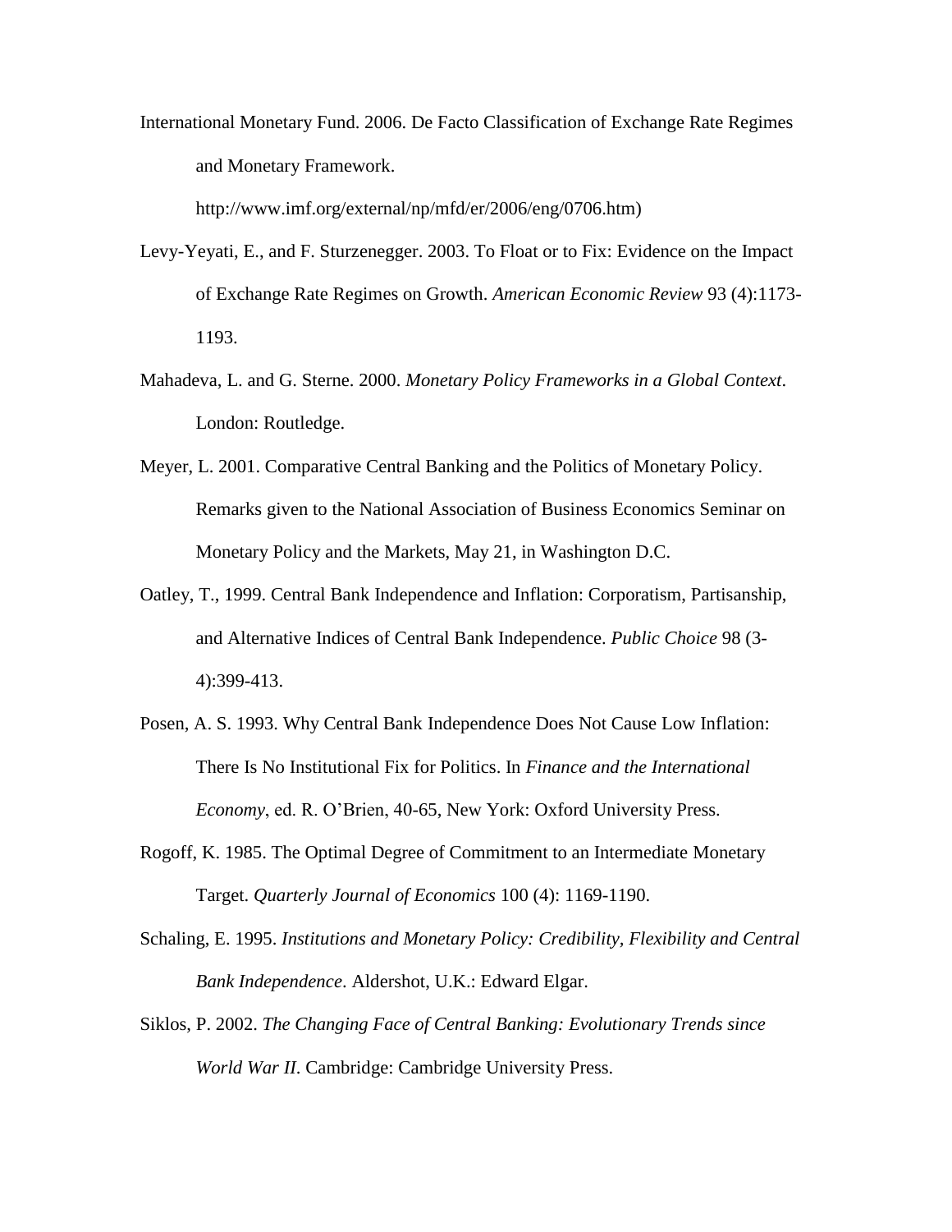International Monetary Fund. 2006. De Facto Classification of Exchange Rate Regimes and Monetary Framework. http://www.imf.org/external/np/mfd/er/2006/eng/0706.htm)

Levy-Yeyati, E., and F. Sturzenegger. 2003. To Float or to Fix: Evidence on the Impact of Exchange Rate Regimes on Growth. *American Economic Review* 93 (4):1173-1193.

Mahadeva, L. and G. Sterne. 2000. *Monetary Policy Frameworks in a Global Context*. London: Routledge.

Meyer, L. 2001. Comparative Central Banking and the Politics of Monetary Policy. Remarks given to the National Association of Business Economics Seminar on Monetary Policy and the Markets, May 21, in Washington D.C.

Oatley, T., 1999. Central Bank Independence and Inflation: Corporatism, Partisanship, and Alternative Indices of Central Bank Independence. *Public Choice* 98 (3-4):399-413.

Posen, A. S. 1993. Why Central Bank Independence Does Not Cause Low Inflation: There Is No Institutional Fix for Politics. In *Finance and the International Economy*, ed. R. O'Brien, 40-65, New York: Oxford University Press.

Rogoff, K. 1985. The Optimal Degree of Commitment to an Intermediate Monetary Target. *Quarterly Journal of Economics* 100 (4): 1169-1190.

Schaling, E. 1995. *Institutions and Monetary Policy: Credibility, Flexibility and Central Bank Independence*. Aldershot, U.K.: Edward Elgar.

Siklos, P. 2002. *The Changing Face of Central Banking: Evolutionary Trends since World War II*. Cambridge: Cambridge University Press.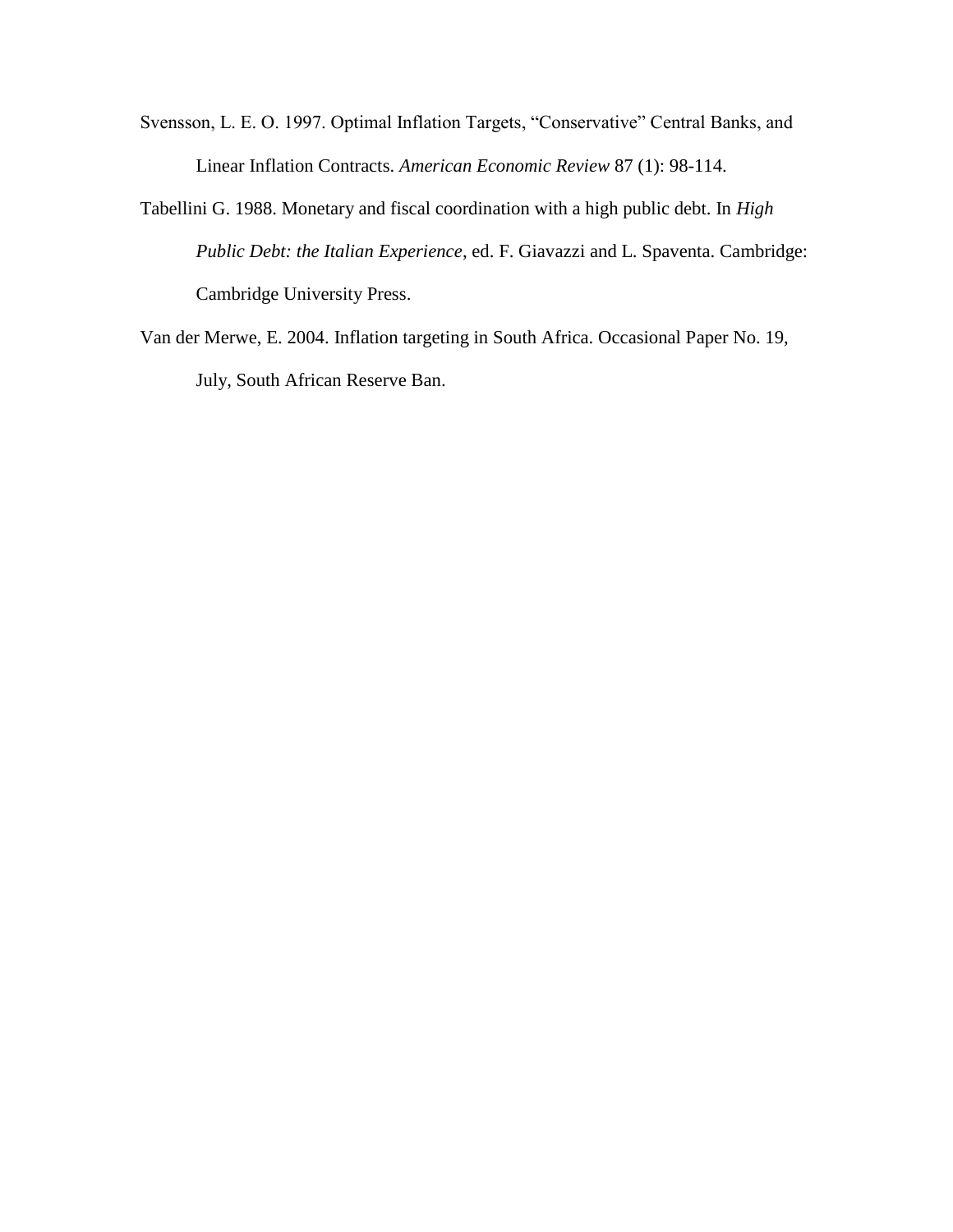Svensson, L. E. O. 1997. Optimal Inflation Targets, “Conservative” Central Banks, and Linear Inflation Contracts. *American Economic Review* 87 (1): 98-114.

Tabellini G. 1988. Monetary and fiscal coordination with a high public debt. In *High Public Debt: the Italian Experience*, ed. F. Giavazzi and L. Spaventa. Cambridge: Cambridge University Press.

Van der Merwe, E. 2004. Inflation targeting in South Africa. Occasional Paper No. 19, July, South African Reserve Ban.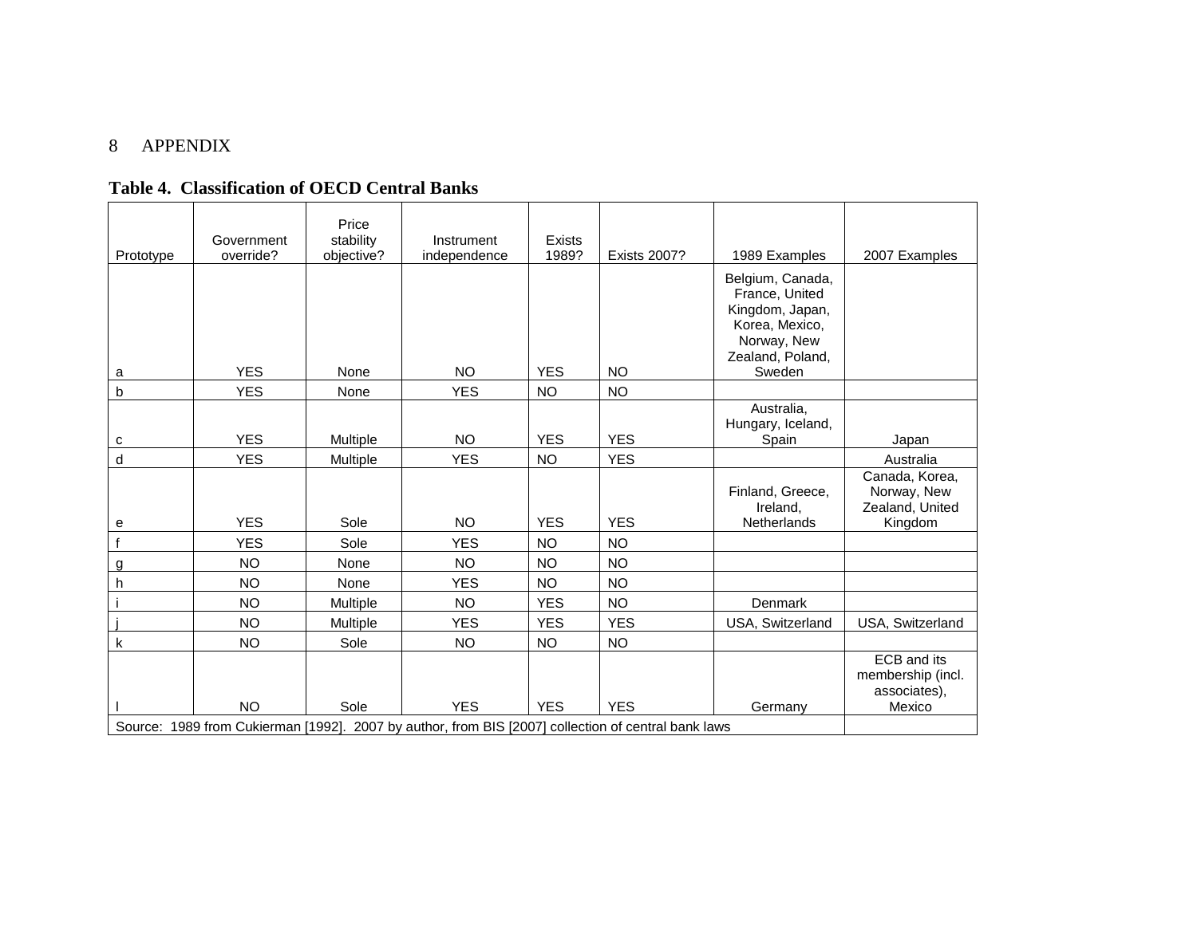# 8 APPENDIX

**Table 4. Classification of OECD Central Banks**

| Prototype | Government override? | Price stability objective? | Instrument independence | Exists 1989? | Exists 2007? | 1989 Examples | 2007 Examples |
|---|---|---|---|---|---|---|---|
| a | YES | None | NO | YES | NO | Belgium, Canada, France, United Kingdom, Japan, Korea, Mexico, Norway, New Zealand, Poland, Sweden | |
| b | YES | None | YES | NO | NO | | |
| c | YES | Multiple | NO | YES | YES | Australia, Hungary, Iceland, Spain | Japan |
| d | YES | Multiple | YES | NO | YES | | Australia |
| e | YES | Sole | NO | YES | YES | Finland, Greece, Ireland, Netherlands | Canada, Korea, Norway, New Zealand, United Kingdom |
| f | YES | Sole | YES | NO | NO | | |
| g | NO | None | NO | NO | NO | | |
| h | NO | None | YES | NO | NO | | |
| i | NO | Multiple | NO | YES | NO | Denmark | |
| j | NO | Multiple | YES | YES | YES | USA, Switzerland | USA, Switzerland |
| k | NO | Sole | NO | NO | NO | | |
| l | NO | Sole | YES | YES | YES | Germany | ECB and its membership (incl. associates), Mexico |
| Source: 1989 from Cukierman [1992]. 2007 by author, from BIS [2007] collection of central bank laws | | | | | | | |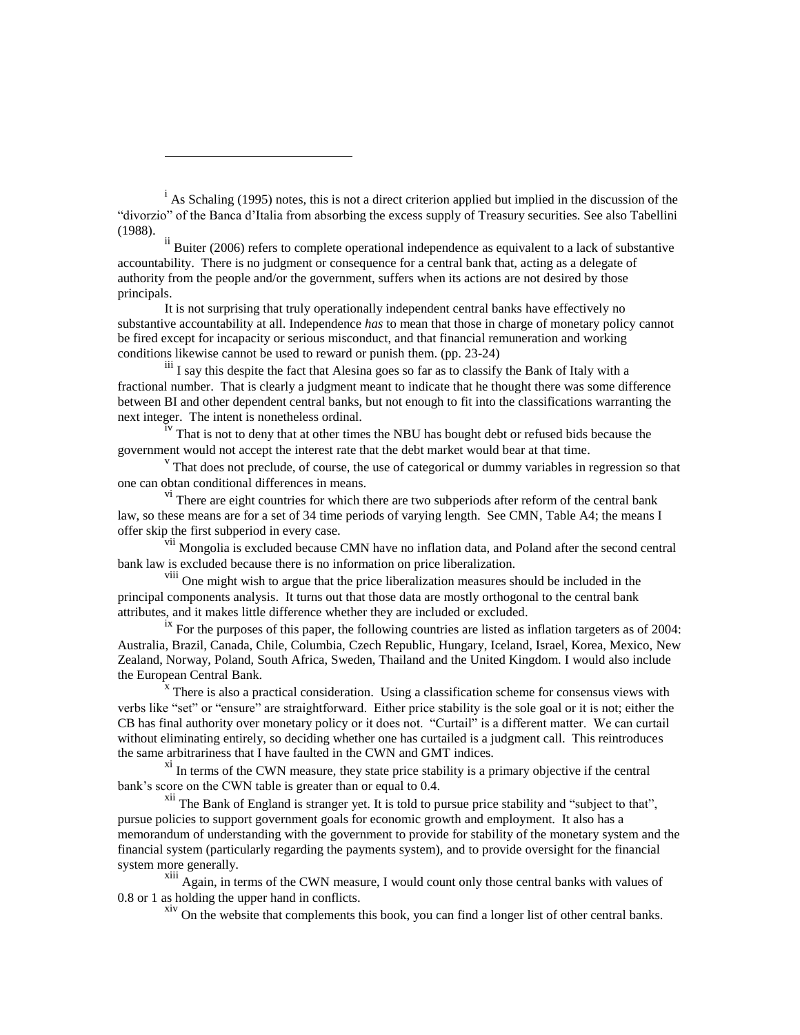[i] As Schaling (1995) notes, this is not a direct criterion applied but implied in the discussion of the "divorzio" of the Banca d'Italia from absorbing the excess supply of Treasury securities. See also Tabellini (1988).

[ii] Buiter (2006) refers to complete operational independence as equivalent to a lack of substantive accountability. There is no judgment or consequence for a central bank that, acting as a delegate of authority from the people and/or the government, suffers when its actions are not desired by those principals.

It is not surprising that truly operationally independent central banks have effectively no substantive accountability at all. Independence *has* to mean that those in charge of monetary policy cannot be fired except for incapacity or serious misconduct, and that financial remuneration and working conditions likewise cannot be used to reward or punish them. (pp. 23-24)

[iii] I say this despite the fact that Alesina goes so far as to classify the Bank of Italy with a fractional number. That is clearly a judgment meant to indicate that he thought there was some difference between BI and other dependent central banks, but not enough to fit into the classifications warranting the next integer. The intent is nonetheless ordinal.

[iv] That is not to deny that at other times the NBU has bought debt or refused bids because the government would not accept the interest rate that the debt market would bear at that time.

[v] That does not preclude, of course, the use of categorical or dummy variables in regression so that one can obtan conditional differences in means.

[vi] There are eight countries for which there are two subperiods after reform of the central bank law, so these means are for a set of 34 time periods of varying length. See CMN, Table A4; the means I offer skip the first subperiod in every case.

[vii] Mongolia is excluded because CMN have no inflation data, and Poland after the second central bank law is excluded because there is no information on price liberalization.

[viii] One might wish to argue that the price liberalization measures should be included in the principal components analysis. It turns out that those data are mostly orthogonal to the central bank attributes, and it makes little difference whether they are included or excluded.

[ix] For the purposes of this paper, the following countries are listed as inflation targeters as of 2004: Australia, Brazil, Canada, Chile, Columbia, Czech Republic, Hungary, Iceland, Israel, Korea, Mexico, New Zealand, Norway, Poland, South Africa, Sweden, Thailand and the United Kingdom. I would also include the European Central Bank.

[x] There is also a practical consideration. Using a classification scheme for consensus views with verbs like "set" or "ensure" are straightforward. Either price stability is the sole goal or it is not; either the CB has final authority over monetary policy or it does not. "Curtail" is a different matter. We can curtail without eliminating entirely, so deciding whether one has curtailed is a judgment call. This reintroduces the same arbitrariness that I have faulted in the CWN and GMT indices.

[xi] In terms of the CWN measure, they state price stability is a primary objective if the central bank's score on the CWN table is greater than or equal to 0.4.

[xii] The Bank of England is stranger yet. It is told to pursue price stability and "subject to that", pursue policies to support government goals for economic growth and employment. It also has a memorandum of understanding with the government to provide for stability of the monetary system and the financial system (particularly regarding the payments system), and to provide oversight for the financial system more generally.

[xiii] Again, in terms of the CWN measure, I would count only those central banks with values of 0.8 or 1 as holding the upper hand in conflicts.

[xiv] On the website that complements this book, you can find a longer list of other central banks.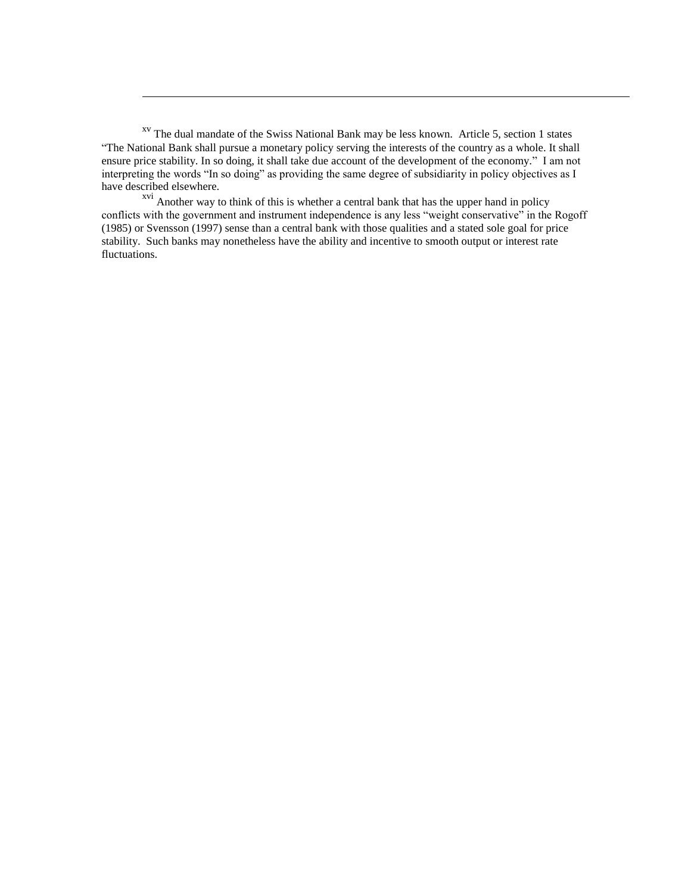[xv] The dual mandate of the Swiss National Bank may be less known. Article 5, section 1 states "The National Bank shall pursue a monetary policy serving the interests of the country as a whole. It shall ensure price stability. In so doing, it shall take due account of the development of the economy." I am not interpreting the words "In so doing" as providing the same degree of subsidiarity in policy objectives as I have described elsewhere.

[xvi] Another way to think of this is whether a central bank that has the upper hand in policy conflicts with the government and instrument independence is any less "weight conservative" in the Rogoff (1985) or Svensson (1997) sense than a central bank with those qualities and a stated sole goal for price stability. Such banks may nonetheless have the ability and incentive to smooth output or interest rate fluctuations.